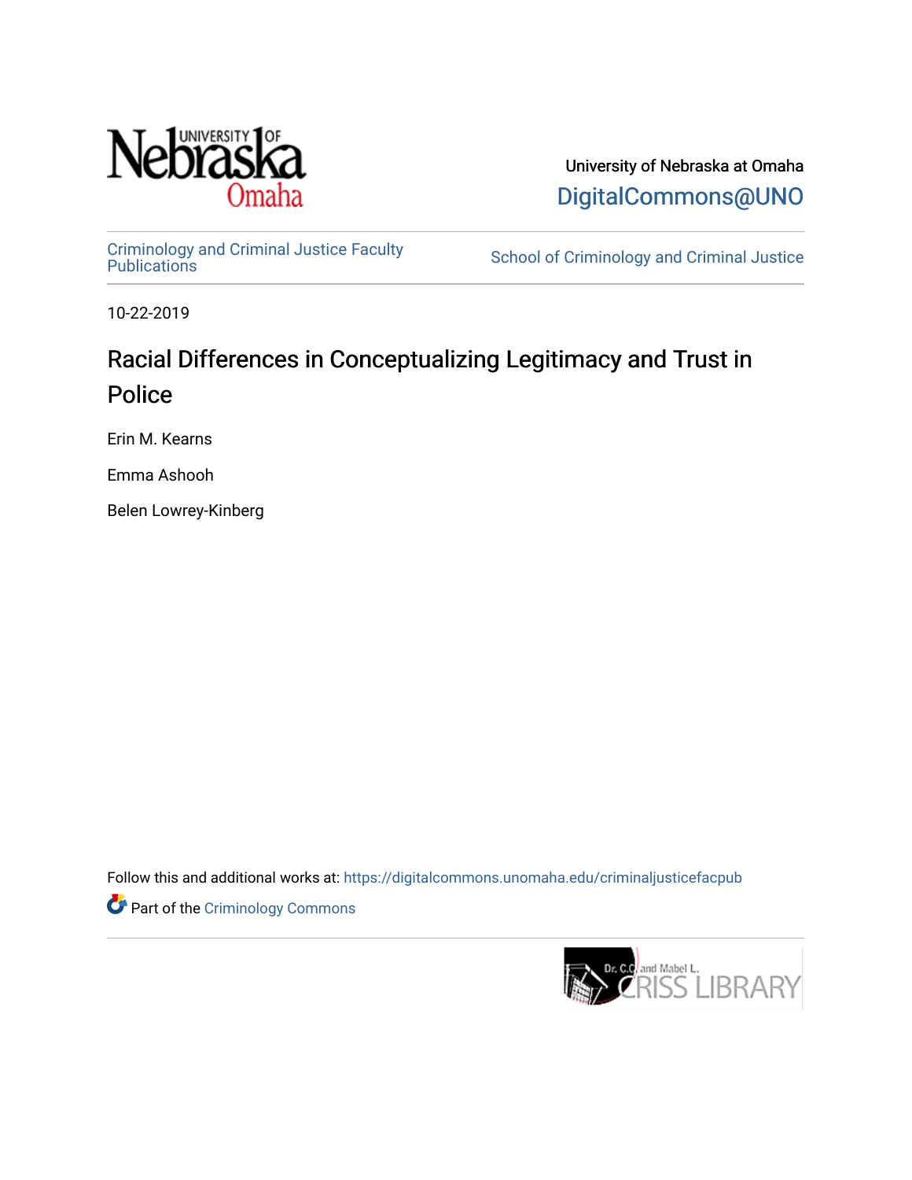University of Nebraska at Omaha

DigitalCommons@UNO

Criminology and Criminal Justice Faculty Publications

School of Criminology and Criminal Justice

10-22-2019

# Racial Differences in Conceptualizing Legitimacy and Trust in Police

Erin M. Kearns

Emma Ashooh

Belen Lowrey-Kinberg

Follow this and additional works at: https://digitalcommons.unomaha.edu/criminaljusticefacpub

Part of the Criminology Commons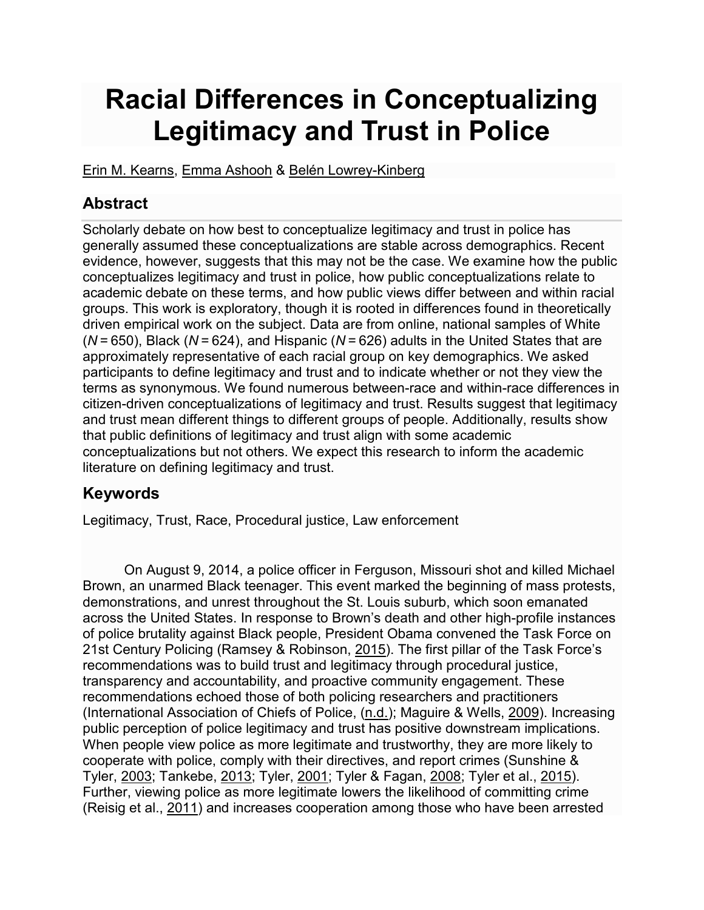# Racial Differences in Conceptualizing Legitimacy and Trust in Police

Erin M. Kearns, Emma Ashooh & Belén Lowrey-Kinberg

## Abstract

Scholarly debate on how best to conceptualize legitimacy and trust in police has generally assumed these conceptualizations are stable across demographics. Recent evidence, however, suggests that this may not be the case. We examine how the public conceptualizes legitimacy and trust in police, how public conceptualizations relate to academic debate on these terms, and how public views differ between and within racial groups. This work is exploratory, though it is rooted in differences found in theoretically driven empirical work on the subject. Data are from online, national samples of White (*N* = 650), Black (*N* = 624), and Hispanic (*N* = 626) adults in the United States that are approximately representative of each racial group on key demographics. We asked participants to define legitimacy and trust and to indicate whether or not they view the terms as synonymous. We found numerous between-race and within-race differences in citizen-driven conceptualizations of legitimacy and trust. Results suggest that legitimacy and trust mean different things to different groups of people. Additionally, results show that public definitions of legitimacy and trust align with some academic conceptualizations but not others. We expect this research to inform the academic literature on defining legitimacy and trust.

## Keywords

Legitimacy, Trust, Race, Procedural justice, Law enforcement

On August 9, 2014, a police officer in Ferguson, Missouri shot and killed Michael Brown, an unarmed Black teenager. This event marked the beginning of mass protests, demonstrations, and unrest throughout the St. Louis suburb, which soon emanated across the United States. In response to Brown's death and other high-profile instances of police brutality against Black people, President Obama convened the Task Force on 21st Century Policing (Ramsey & Robinson, 2015). The first pillar of the Task Force's recommendations was to build trust and legitimacy through procedural justice, transparency and accountability, and proactive community engagement. These recommendations echoed those of both policing researchers and practitioners (International Association of Chiefs of Police, (n.d.); Maguire & Wells, 2009). Increasing public perception of police legitimacy and trust has positive downstream implications. When people view police as more legitimate and trustworthy, they are more likely to cooperate with police, comply with their directives, and report crimes (Sunshine & Tyler, 2003; Tankebe, 2013; Tyler, 2001; Tyler & Fagan, 2008; Tyler et al., 2015). Further, viewing police as more legitimate lowers the likelihood of committing crime (Reisig et al., 2011) and increases cooperation among those who have been arrested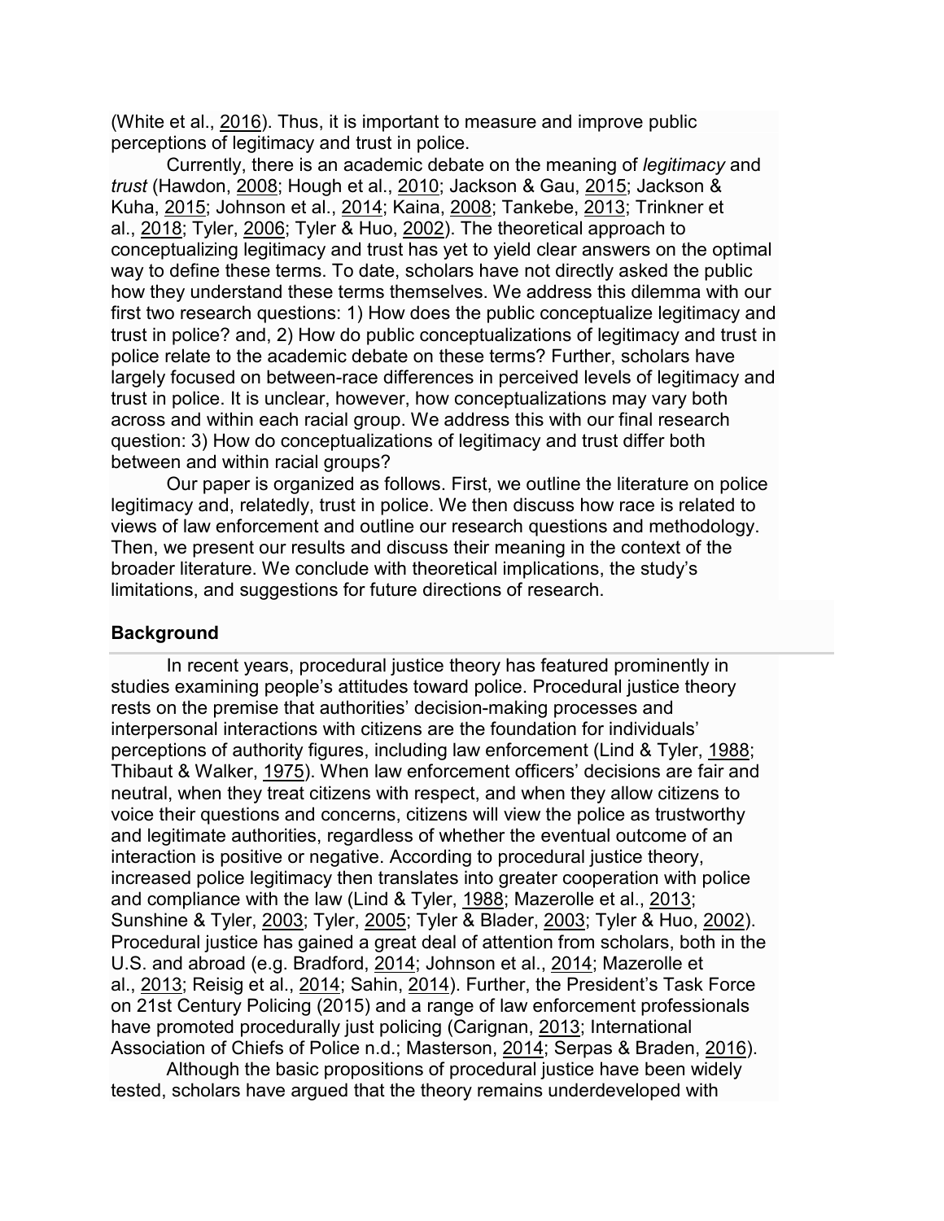(White et al., 2016). Thus, it is important to measure and improve public perceptions of legitimacy and trust in police.

Currently, there is an academic debate on the meaning of *legitimacy* and *trust* (Hawdon, 2008; Hough et al., 2010; Jackson & Gau, 2015; Jackson & Kuha, 2015; Johnson et al., 2014; Kaina, 2008; Tankebe, 2013; Trinkner et al., 2018; Tyler, 2006; Tyler & Huo, 2002). The theoretical approach to conceptualizing legitimacy and trust has yet to yield clear answers on the optimal way to define these terms. To date, scholars have not directly asked the public how they understand these terms themselves. We address this dilemma with our first two research questions: 1) How does the public conceptualize legitimacy and trust in police? and, 2) How do public conceptualizations of legitimacy and trust in police relate to the academic debate on these terms? Further, scholars have largely focused on between-race differences in perceived levels of legitimacy and trust in police. It is unclear, however, how conceptualizations may vary both across and within each racial group. We address this with our final research question: 3) How do conceptualizations of legitimacy and trust differ both between and within racial groups?

Our paper is organized as follows. First, we outline the literature on police legitimacy and, relatedly, trust in police. We then discuss how race is related to views of law enforcement and outline our research questions and methodology. Then, we present our results and discuss their meaning in the context of the broader literature. We conclude with theoretical implications, the study's limitations, and suggestions for future directions of research.

## Background

In recent years, procedural justice theory has featured prominently in studies examining people's attitudes toward police. Procedural justice theory rests on the premise that authorities' decision-making processes and interpersonal interactions with citizens are the foundation for individuals' perceptions of authority figures, including law enforcement (Lind & Tyler, 1988; Thibaut & Walker, 1975). When law enforcement officers' decisions are fair and neutral, when they treat citizens with respect, and when they allow citizens to voice their questions and concerns, citizens will view the police as trustworthy and legitimate authorities, regardless of whether the eventual outcome of an interaction is positive or negative. According to procedural justice theory, increased police legitimacy then translates into greater cooperation with police and compliance with the law (Lind & Tyler, 1988; Mazerolle et al., 2013; Sunshine & Tyler, 2003; Tyler, 2005; Tyler & Blader, 2003; Tyler & Huo, 2002). Procedural justice has gained a great deal of attention from scholars, both in the U.S. and abroad (e.g. Bradford, 2014; Johnson et al., 2014; Mazerolle et al., 2013; Reisig et al., 2014; Sahin, 2014). Further, the President's Task Force on 21st Century Policing (2015) and a range of law enforcement professionals have promoted procedurally just policing (Carignan, 2013; International Association of Chiefs of Police n.d.; Masterson, 2014; Serpas & Braden, 2016).

Although the basic propositions of procedural justice have been widely tested, scholars have argued that the theory remains underdeveloped with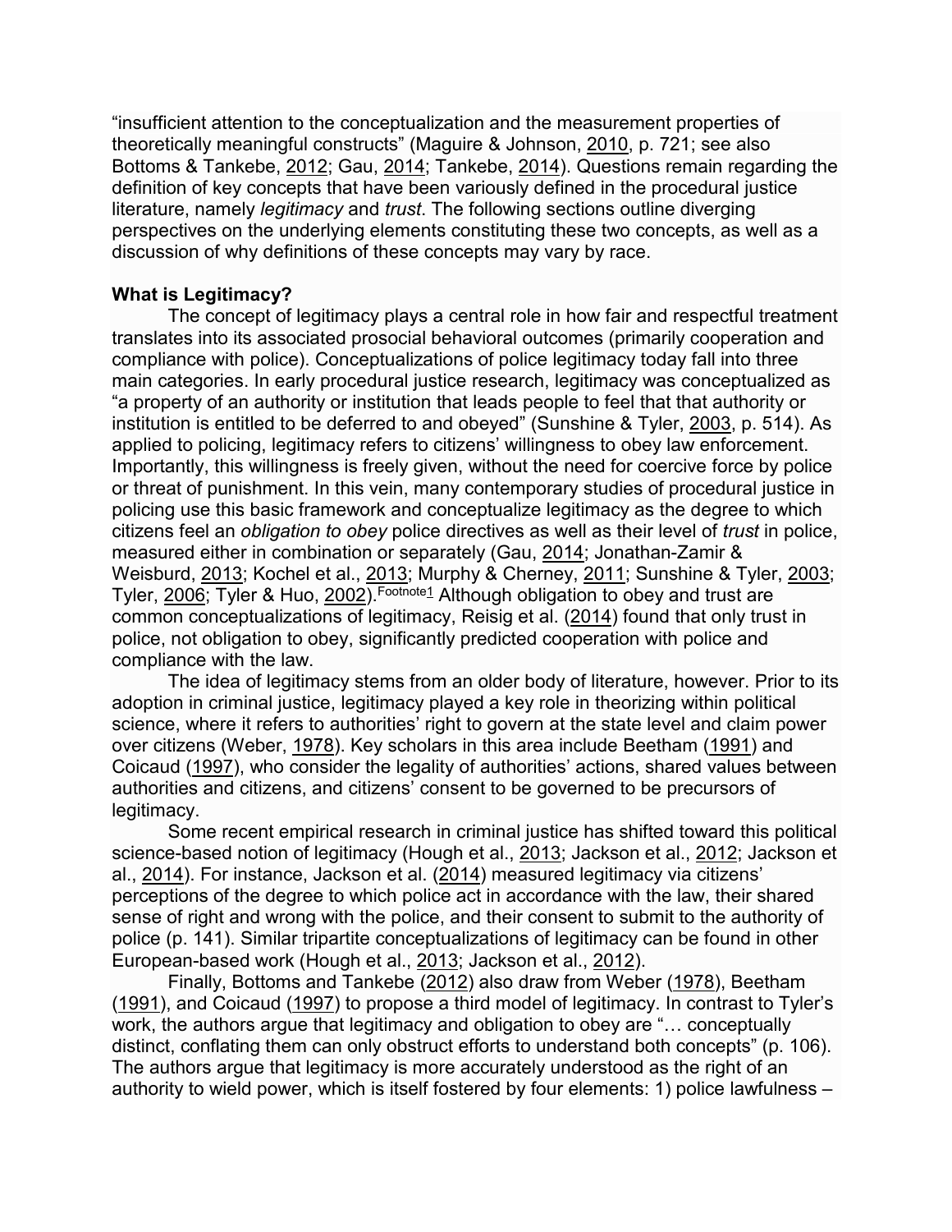"insufficient attention to the conceptualization and the measurement properties of theoretically meaningful constructs" (Maguire & Johnson, 2010, p. 721; see also Bottoms & Tankebe, 2012; Gau, 2014; Tankebe, 2014). Questions remain regarding the definition of key concepts that have been variously defined in the procedural justice literature, namely *legitimacy* and *trust*. The following sections outline diverging perspectives on the underlying elements constituting these two concepts, as well as a discussion of why definitions of these concepts may vary by race.

**What is Legitimacy?**

The concept of legitimacy plays a central role in how fair and respectful treatment translates into its associated prosocial behavioral outcomes (primarily cooperation and compliance with police). Conceptualizations of police legitimacy today fall into three main categories. In early procedural justice research, legitimacy was conceptualized as "a property of an authority or institution that leads people to feel that that authority or institution is entitled to be deferred to and obeyed" (Sunshine & Tyler, 2003, p. 514). As applied to policing, legitimacy refers to citizens' willingness to obey law enforcement. Importantly, this willingness is freely given, without the need for coercive force by police or threat of punishment. In this vein, many contemporary studies of procedural justice in policing use this basic framework and conceptualize legitimacy as the degree to which citizens feel an *obligation to obey* police directives as well as their level of *trust* in police, measured either in combination or separately (Gau, 2014; Jonathan-Zamir & Weisburd, 2013; Kochel et al., 2013; Murphy & Cherney, 2011; Sunshine & Tyler, 2003; Tyler, 2006; Tyler & Huo, 2002).[Footnote1] Although obligation to obey and trust are common conceptualizations of legitimacy, Reisig et al. (2014) found that only trust in police, not obligation to obey, significantly predicted cooperation with police and compliance with the law.

The idea of legitimacy stems from an older body of literature, however. Prior to its adoption in criminal justice, legitimacy played a key role in theorizing within political science, where it refers to authorities' right to govern at the state level and claim power over citizens (Weber, 1978). Key scholars in this area include Beetham (1991) and Coicaud (1997), who consider the legality of authorities' actions, shared values between authorities and citizens, and citizens' consent to be governed to be precursors of legitimacy.

Some recent empirical research in criminal justice has shifted toward this political science-based notion of legitimacy (Hough et al., 2013; Jackson et al., 2012; Jackson et al., 2014). For instance, Jackson et al. (2014) measured legitimacy via citizens' perceptions of the degree to which police act in accordance with the law, their shared sense of right and wrong with the police, and their consent to submit to the authority of police (p. 141). Similar tripartite conceptualizations of legitimacy can be found in other European-based work (Hough et al., 2013; Jackson et al., 2012).

Finally, Bottoms and Tankebe (2012) also draw from Weber (1978), Beetham (1991), and Coicaud (1997) to propose a third model of legitimacy. In contrast to Tyler's work, the authors argue that legitimacy and obligation to obey are "… conceptually distinct, conflating them can only obstruct efforts to understand both concepts" (p. 106). The authors argue that legitimacy is more accurately understood as the right of an authority to wield power, which is itself fostered by four elements: 1) police lawfulness –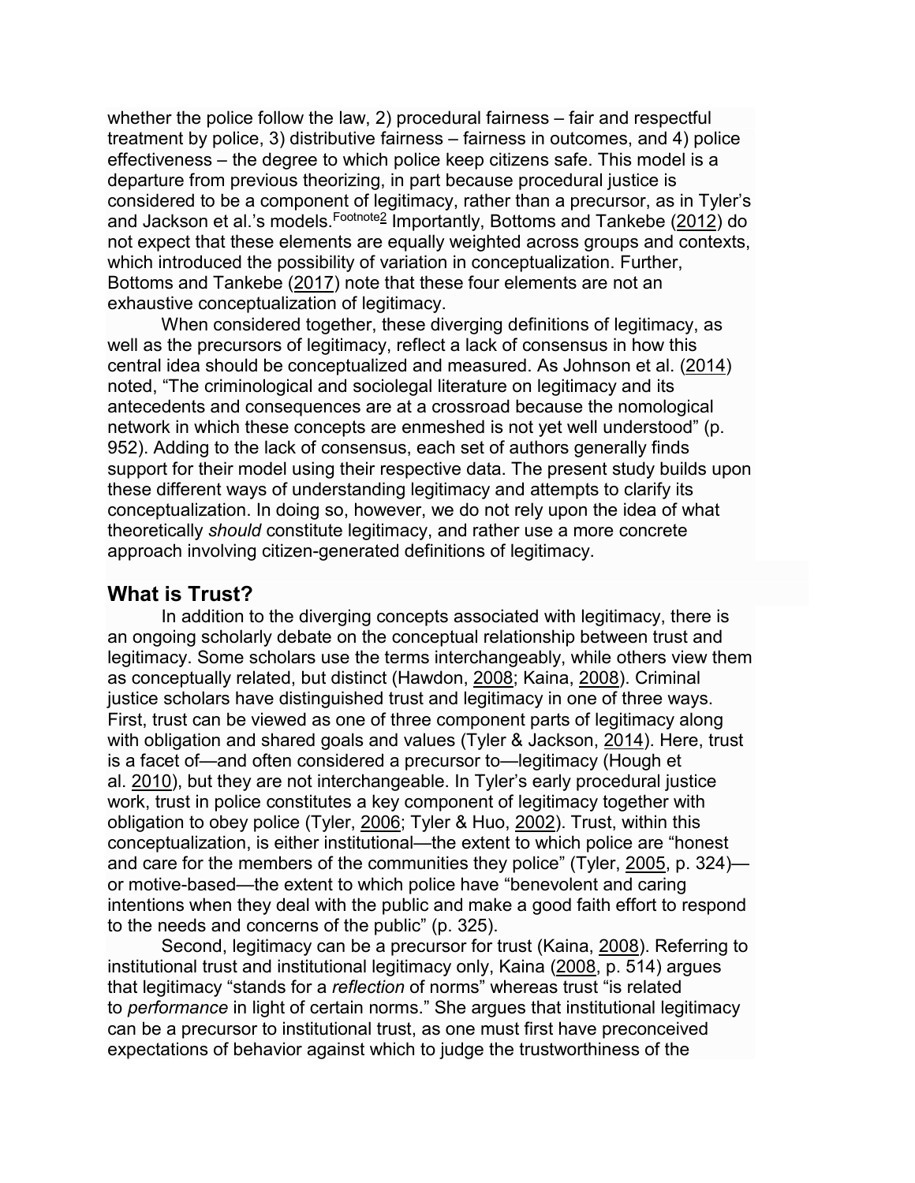whether the police follow the law, 2) procedural fairness – fair and respectful treatment by police, 3) distributive fairness – fairness in outcomes, and 4) police effectiveness – the degree to which police keep citizens safe. This model is a departure from previous theorizing, in part because procedural justice is considered to be a component of legitimacy, rather than a precursor, as in Tyler's and Jackson et al.'s models.[Footnote2] Importantly, Bottoms and Tankebe (2012) do not expect that these elements are equally weighted across groups and contexts, which introduced the possibility of variation in conceptualization. Further, Bottoms and Tankebe (2017) note that these four elements are not an exhaustive conceptualization of legitimacy.

When considered together, these diverging definitions of legitimacy, as well as the precursors of legitimacy, reflect a lack of consensus in how this central idea should be conceptualized and measured. As Johnson et al. (2014) noted, "The criminological and sociolegal literature on legitimacy and its antecedents and consequences are at a crossroad because the nomological network in which these concepts are enmeshed is not yet well understood" (p. 952). Adding to the lack of consensus, each set of authors generally finds support for their model using their respective data. The present study builds upon these different ways of understanding legitimacy and attempts to clarify its conceptualization. In doing so, however, we do not rely upon the idea of what theoretically *should* constitute legitimacy, and rather use a more concrete approach involving citizen-generated definitions of legitimacy.

## What is Trust?

In addition to the diverging concepts associated with legitimacy, there is an ongoing scholarly debate on the conceptual relationship between trust and legitimacy. Some scholars use the terms interchangeably, while others view them as conceptually related, but distinct (Hawdon, 2008; Kaina, 2008). Criminal justice scholars have distinguished trust and legitimacy in one of three ways. First, trust can be viewed as one of three component parts of legitimacy along with obligation and shared goals and values (Tyler & Jackson, 2014). Here, trust is a facet of—and often considered a precursor to—legitimacy (Hough et al. 2010), but they are not interchangeable. In Tyler's early procedural justice work, trust in police constitutes a key component of legitimacy together with obligation to obey police (Tyler, 2006; Tyler & Huo, 2002). Trust, within this conceptualization, is either institutional—the extent to which police are "honest and care for the members of the communities they police" (Tyler, 2005, p. 324)—or motive-based—the extent to which police have "benevolent and caring intentions when they deal with the public and make a good faith effort to respond to the needs and concerns of the public" (p. 325).

Second, legitimacy can be a precursor for trust (Kaina, 2008). Referring to institutional trust and institutional legitimacy only, Kaina (2008, p. 514) argues that legitimacy "stands for a *reflection* of norms" whereas trust "is related to *performance* in light of certain norms." She argues that institutional legitimacy can be a precursor to institutional trust, as one must first have preconceived expectations of behavior against which to judge the trustworthiness of the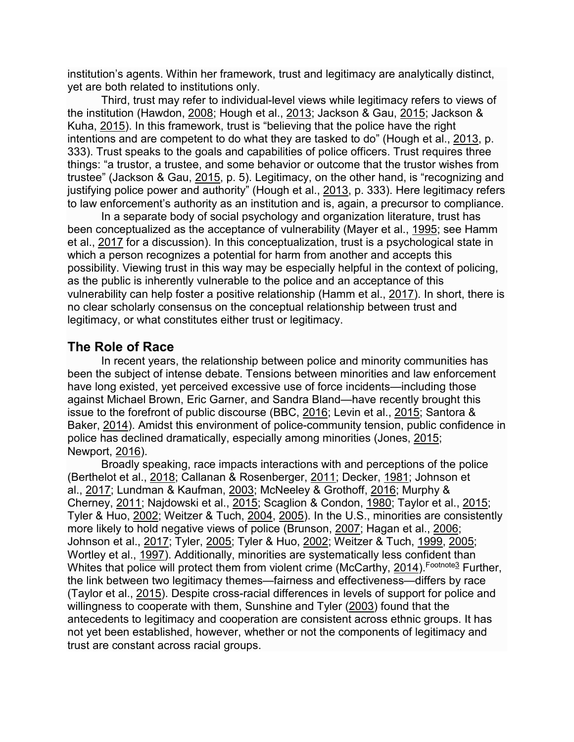institution's agents. Within her framework, trust and legitimacy are analytically distinct, yet are both related to institutions only.

Third, trust may refer to individual-level views while legitimacy refers to views of the institution (Hawdon, 2008; Hough et al., 2013; Jackson & Gau, 2015; Jackson & Kuha, 2015). In this framework, trust is "believing that the police have the right intentions and are competent to do what they are tasked to do" (Hough et al., 2013, p. 333). Trust speaks to the goals and capabilities of police officers. Trust requires three things: "a trustor, a trustee, and some behavior or outcome that the trustor wishes from trustee" (Jackson & Gau, 2015, p. 5). Legitimacy, on the other hand, is "recognizing and justifying police power and authority" (Hough et al., 2013, p. 333). Here legitimacy refers to law enforcement's authority as an institution and is, again, a precursor to compliance.

In a separate body of social psychology and organization literature, trust has been conceptualized as the acceptance of vulnerability (Mayer et al., 1995; see Hamm et al., 2017 for a discussion). In this conceptualization, trust is a psychological state in which a person recognizes a potential for harm from another and accepts this possibility. Viewing trust in this way may be especially helpful in the context of policing, as the public is inherently vulnerable to the police and an acceptance of this vulnerability can help foster a positive relationship (Hamm et al., 2017). In short, there is no clear scholarly consensus on the conceptual relationship between trust and legitimacy, or what constitutes either trust or legitimacy.

## The Role of Race

In recent years, the relationship between police and minority communities has been the subject of intense debate. Tensions between minorities and law enforcement have long existed, yet perceived excessive use of force incidents—including those against Michael Brown, Eric Garner, and Sandra Bland—have recently brought this issue to the forefront of public discourse (BBC, 2016; Levin et al., 2015; Santora & Baker, 2014). Amidst this environment of police-community tension, public confidence in police has declined dramatically, especially among minorities (Jones, 2015; Newport, 2016).

Broadly speaking, race impacts interactions with and perceptions of the police (Berthelot et al., 2018; Callanan & Rosenberger, 2011; Decker, 1981; Johnson et al., 2017; Lundman & Kaufman, 2003; McNeeley & Grothoff, 2016; Murphy & Cherney, 2011; Najdowski et al., 2015; Scaglion & Condon, 1980; Taylor et al., 2015; Tyler & Huo, 2002; Weitzer & Tuch, 2004, 2005). In the U.S., minorities are consistently more likely to hold negative views of police (Brunson, 2007; Hagan et al., 2006; Johnson et al., 2017; Tyler, 2005; Tyler & Huo, 2002; Weitzer & Tuch, 1999, 2005; Wortley et al., 1997). Additionally, minorities are systematically less confident than Whites that police will protect them from violent crime (McCarthy, 2014).[Footnote3] Further, the link between two legitimacy themes—fairness and effectiveness—differs by race (Taylor et al., 2015). Despite cross-racial differences in levels of support for police and willingness to cooperate with them, Sunshine and Tyler (2003) found that the antecedents to legitimacy and cooperation are consistent across ethnic groups. It has not yet been established, however, whether or not the components of legitimacy and trust are constant across racial groups.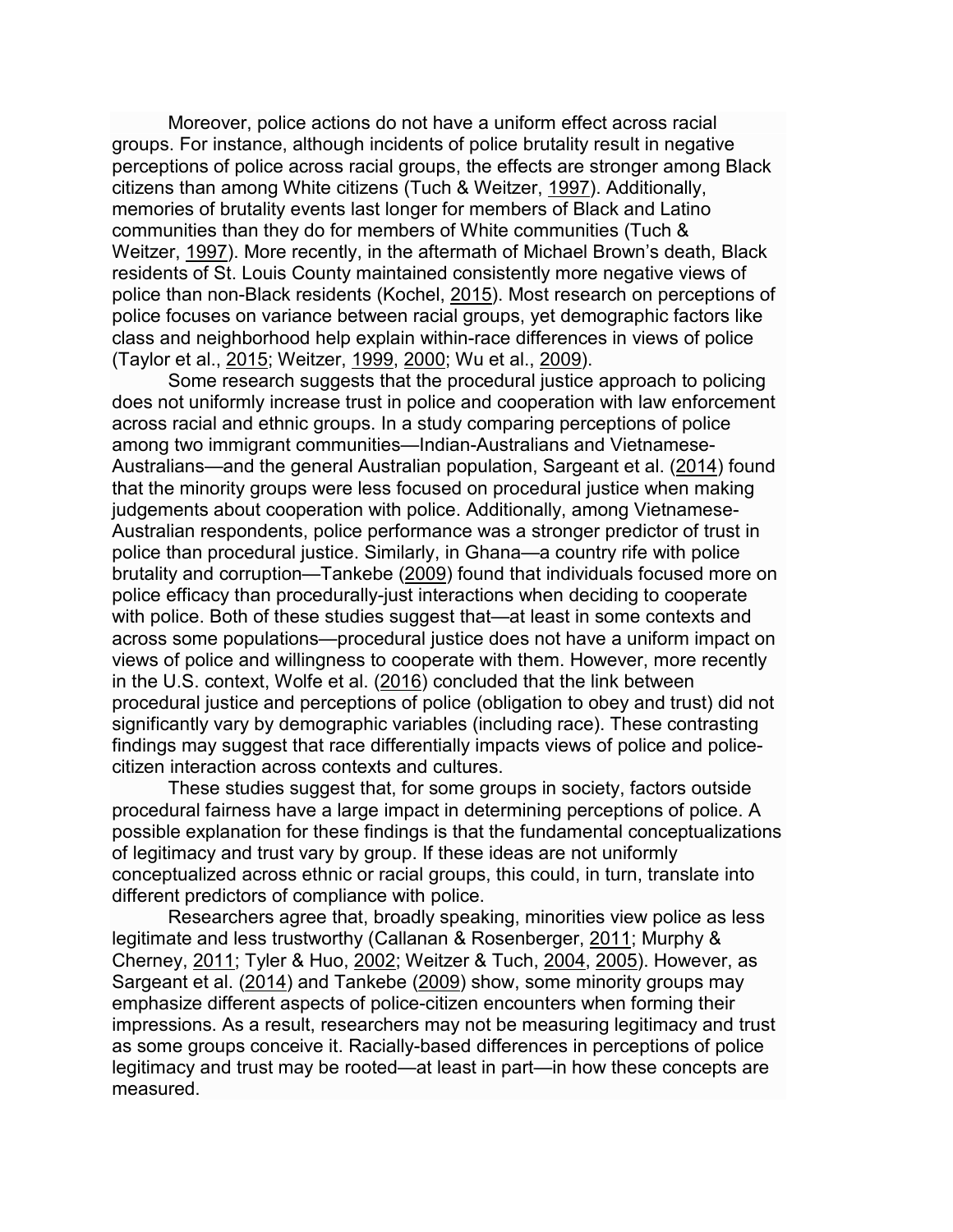Moreover, police actions do not have a uniform effect across racial groups. For instance, although incidents of police brutality result in negative perceptions of police across racial groups, the effects are stronger among Black citizens than among White citizens (Tuch & Weitzer, 1997). Additionally, memories of brutality events last longer for members of Black and Latino communities than they do for members of White communities (Tuch & Weitzer, 1997). More recently, in the aftermath of Michael Brown's death, Black residents of St. Louis County maintained consistently more negative views of police than non-Black residents (Kochel, 2015). Most research on perceptions of police focuses on variance between racial groups, yet demographic factors like class and neighborhood help explain within-race differences in views of police (Taylor et al., 2015; Weitzer, 1999, 2000; Wu et al., 2009).

Some research suggests that the procedural justice approach to policing does not uniformly increase trust in police and cooperation with law enforcement across racial and ethnic groups. In a study comparing perceptions of police among two immigrant communities—Indian-Australians and Vietnamese-Australians—and the general Australian population, Sargeant et al. (2014) found that the minority groups were less focused on procedural justice when making judgements about cooperation with police. Additionally, among Vietnamese-Australian respondents, police performance was a stronger predictor of trust in police than procedural justice. Similarly, in Ghana—a country rife with police brutality and corruption—Tankebe (2009) found that individuals focused more on police efficacy than procedurally-just interactions when deciding to cooperate with police. Both of these studies suggest that—at least in some contexts and across some populations—procedural justice does not have a uniform impact on views of police and willingness to cooperate with them. However, more recently in the U.S. context, Wolfe et al. (2016) concluded that the link between procedural justice and perceptions of police (obligation to obey and trust) did not significantly vary by demographic variables (including race). These contrasting findings may suggest that race differentially impacts views of police and police-citizen interaction across contexts and cultures.

These studies suggest that, for some groups in society, factors outside procedural fairness have a large impact in determining perceptions of police. A possible explanation for these findings is that the fundamental conceptualizations of legitimacy and trust vary by group. If these ideas are not uniformly conceptualized across ethnic or racial groups, this could, in turn, translate into different predictors of compliance with police.

Researchers agree that, broadly speaking, minorities view police as less legitimate and less trustworthy (Callanan & Rosenberger, 2011; Murphy & Cherney, 2011; Tyler & Huo, 2002; Weitzer & Tuch, 2004, 2005). However, as Sargeant et al. (2014) and Tankebe (2009) show, some minority groups may emphasize different aspects of police-citizen encounters when forming their impressions. As a result, researchers may not be measuring legitimacy and trust as some groups conceive it. Racially-based differences in perceptions of police legitimacy and trust may be rooted—at least in part—in how these concepts are measured.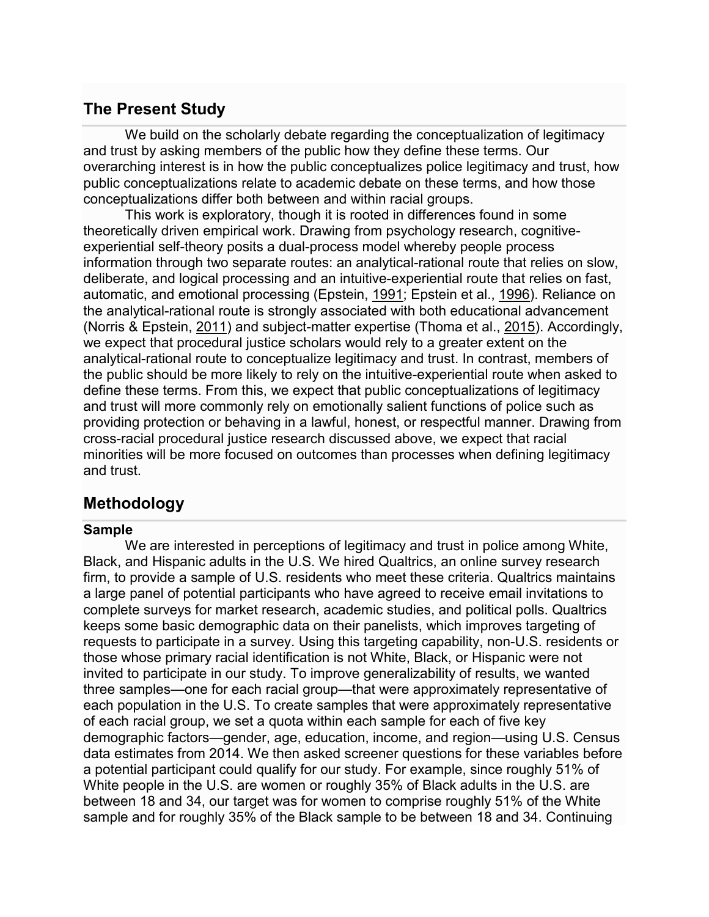## The Present Study

We build on the scholarly debate regarding the conceptualization of legitimacy and trust by asking members of the public how they define these terms. Our overarching interest is in how the public conceptualizes police legitimacy and trust, how public conceptualizations relate to academic debate on these terms, and how those conceptualizations differ both between and within racial groups.

This work is exploratory, though it is rooted in differences found in some theoretically driven empirical work. Drawing from psychology research, cognitive-experiential self-theory posits a dual-process model whereby people process information through two separate routes: an analytical-rational route that relies on slow, deliberate, and logical processing and an intuitive-experiential route that relies on fast, automatic, and emotional processing (Epstein, 1991; Epstein et al., 1996). Reliance on the analytical-rational route is strongly associated with both educational advancement (Norris & Epstein, 2011) and subject-matter expertise (Thoma et al., 2015). Accordingly, we expect that procedural justice scholars would rely to a greater extent on the analytical-rational route to conceptualize legitimacy and trust. In contrast, members of the public should be more likely to rely on the intuitive-experiential route when asked to define these terms. From this, we expect that public conceptualizations of legitimacy and trust will more commonly rely on emotionally salient functions of police such as providing protection or behaving in a lawful, honest, or respectful manner. Drawing from cross-racial procedural justice research discussed above, we expect that racial minorities will be more focused on outcomes than processes when defining legitimacy and trust.

## Methodology

### Sample

We are interested in perceptions of legitimacy and trust in police among White, Black, and Hispanic adults in the U.S. We hired Qualtrics, an online survey research firm, to provide a sample of U.S. residents who meet these criteria. Qualtrics maintains a large panel of potential participants who have agreed to receive email invitations to complete surveys for market research, academic studies, and political polls. Qualtrics keeps some basic demographic data on their panelists, which improves targeting of requests to participate in a survey. Using this targeting capability, non-U.S. residents or those whose primary racial identification is not White, Black, or Hispanic were not invited to participate in our study. To improve generalizability of results, we wanted three samples—one for each racial group—that were approximately representative of each population in the U.S. To create samples that were approximately representative of each racial group, we set a quota within each sample for each of five key demographic factors—gender, age, education, income, and region—using U.S. Census data estimates from 2014. We then asked screener questions for these variables before a potential participant could qualify for our study. For example, since roughly 51% of White people in the U.S. are women or roughly 35% of Black adults in the U.S. are between 18 and 34, our target was for women to comprise roughly 51% of the White sample and for roughly 35% of the Black sample to be between 18 and 34. Continuing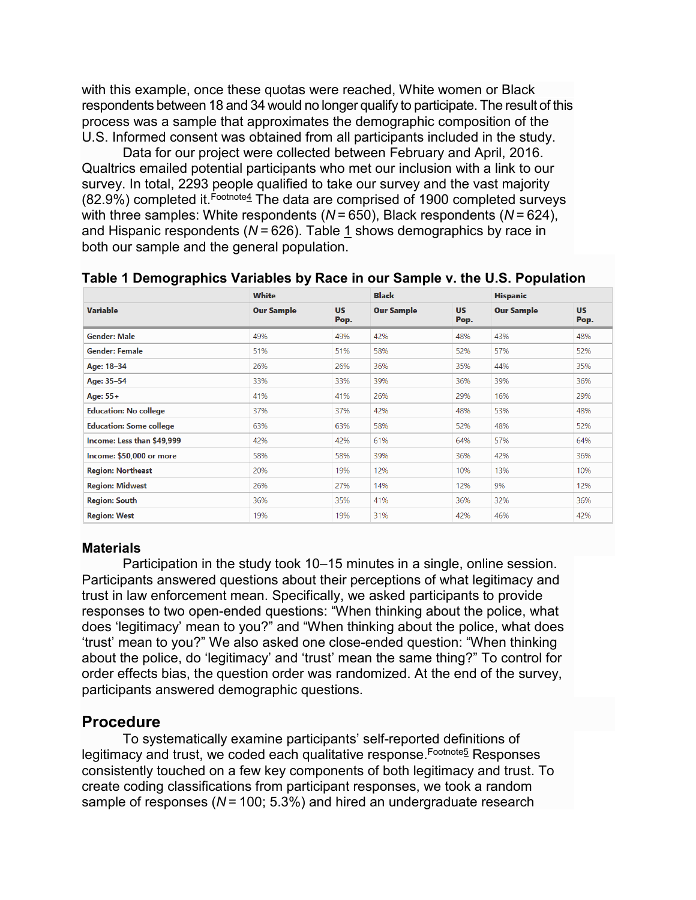with this example, once these quotas were reached, White women or Black respondents between 18 and 34 would no longer qualify to participate. The result of this process was a sample that approximates the demographic composition of the U.S. Informed consent was obtained from all participants included in the study.

Data for our project were collected between February and April, 2016. Qualtrics emailed potential participants who met our inclusion with a link to our survey. In total, 2293 people qualified to take our survey and the vast majority (82.9%) completed it.[Footnote4] The data are comprised of 1900 completed surveys with three samples: White respondents (*N* = 650), Black respondents (*N* = 624), and Hispanic respondents (*N* = 626). Table 1 shows demographics by race in both our sample and the general population.

**Table 1 Demographics Variables by Race in our Sample v. the U.S. Population**

| Variable | White | | Black | | Hispanic | |
|---|---|---|---|---|---|---|
| | Our Sample | US Pop. | Our Sample | US Pop. | Our Sample | US Pop. |
| Gender: Male | 49% | 49% | 42% | 48% | 43% | 48% |
| Gender: Female | 51% | 51% | 58% | 52% | 57% | 52% |
| Age: 18–34 | 26% | 26% | 36% | 35% | 44% | 35% |
| Age: 35–54 | 33% | 33% | 39% | 36% | 39% | 36% |
| Age: 55+ | 41% | 41% | 26% | 29% | 16% | 29% |
| Education: No college | 37% | 37% | 42% | 48% | 53% | 48% |
| Education: Some college | 63% | 63% | 58% | 52% | 48% | 52% |
| Income: Less than $49,999 | 42% | 42% | 61% | 64% | 57% | 64% |
| Income: $50,000 or more | 58% | 58% | 39% | 36% | 42% | 36% |
| Region: Northeast | 20% | 19% | 12% | 10% | 13% | 10% |
| Region: Midwest | 26% | 27% | 14% | 12% | 9% | 12% |
| Region: South | 36% | 35% | 41% | 36% | 32% | 36% |
| Region: West | 19% | 19% | 31% | 42% | 46% | 42% |

### Materials

Participation in the study took 10–15 minutes in a single, online session. Participants answered questions about their perceptions of what legitimacy and trust in law enforcement mean. Specifically, we asked participants to provide responses to two open-ended questions: "When thinking about the police, what does 'legitimacy' mean to you?" and "When thinking about the police, what does 'trust' mean to you?" We also asked one close-ended question: "When thinking about the police, do 'legitimacy' and 'trust' mean the same thing?" To control for order effects bias, the question order was randomized. At the end of the survey, participants answered demographic questions.

## Procedure

To systematically examine participants' self-reported definitions of legitimacy and trust, we coded each qualitative response.[Footnote5] Responses consistently touched on a few key components of both legitimacy and trust. To create coding classifications from participant responses, we took a random sample of responses (*N* = 100; 5.3%) and hired an undergraduate research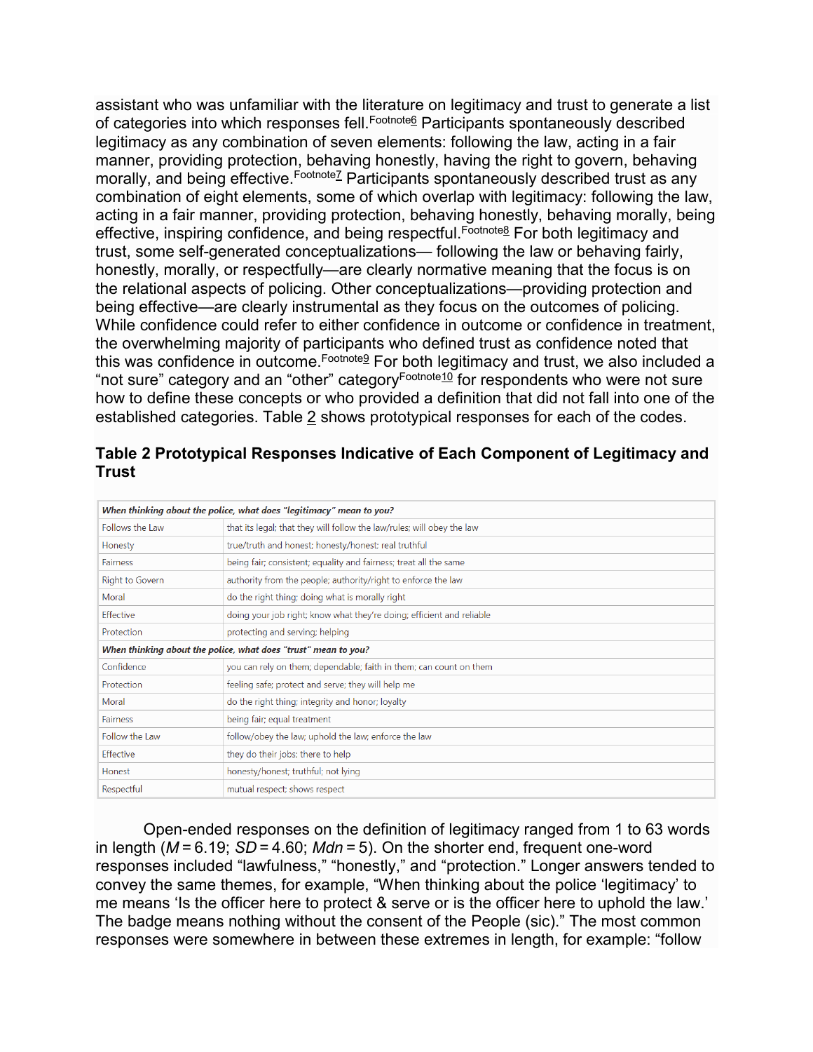assistant who was unfamiliar with the literature on legitimacy and trust to generate a list of categories into which responses fell.[Footnote6] Participants spontaneously described legitimacy as any combination of seven elements: following the law, acting in a fair manner, providing protection, behaving honestly, having the right to govern, behaving morally, and being effective.[Footnote7] Participants spontaneously described trust as any combination of eight elements, some of which overlap with legitimacy: following the law, acting in a fair manner, providing protection, behaving honestly, behaving morally, being effective, inspiring confidence, and being respectful.[Footnote8] For both legitimacy and trust, some self-generated conceptualizations— following the law or behaving fairly, honestly, morally, or respectfully—are clearly normative meaning that the focus is on the relational aspects of policing. Other conceptualizations—providing protection and being effective—are clearly instrumental as they focus on the outcomes of policing. While confidence could refer to either confidence in outcome or confidence in treatment, the overwhelming majority of participants who defined trust as confidence noted that this was confidence in outcome.[Footnote9] For both legitimacy and trust, we also included a "not sure" category and an "other" category[Footnote10] for respondents who were not sure how to define these concepts or who provided a definition that did not fall into one of the established categories. Table 2 shows prototypical responses for each of the codes.

### Table 2 Prototypical Responses Indicative of Each Component of Legitimacy and Trust

| ***When thinking about the police, what does "legitimacy" mean to you?*** | |
|---|---|
| Follows the Law | that its legal; that they will follow the law/rules; will obey the law |
| Honesty | true/truth and honest; honesty/honest; real truthful |
| Fairness | being fair; consistent; equality and fairness; treat all the same |
| Right to Govern | authority from the people; authority/right to enforce the law |
| Moral | do the right thing; doing what is morally right |
| Effective | doing your job right; know what they're doing; efficient and reliable |
| Protection | protecting and serving; helping |
| ***When thinking about the police, what does "trust" mean to you?*** | |
| Confidence | you can rely on them; dependable; faith in them; can count on them |
| Protection | feeling safe; protect and serve; they will help me |
| Moral | do the right thing; integrity and honor; loyalty |
| Fairness | being fair; equal treatment |
| Follow the Law | follow/obey the law; uphold the law; enforce the law |
| Effective | they do their jobs; there to help |
| Honest | honesty/honest; truthful; not lying |
| Respectful | mutual respect; shows respect |

Open-ended responses on the definition of legitimacy ranged from 1 to 63 words in length ($M = 6.19$; $SD = 4.60$; $Mdn = 5$). On the shorter end, frequent one-word responses included "lawfulness," "honestly," and "protection." Longer answers tended to convey the same themes, for example, "When thinking about the police 'legitimacy' to me means 'Is the officer here to protect & serve or is the officer here to uphold the law.' The badge means nothing without the consent of the People (sic)." The most common responses were somewhere in between these extremes in length, for example: "follow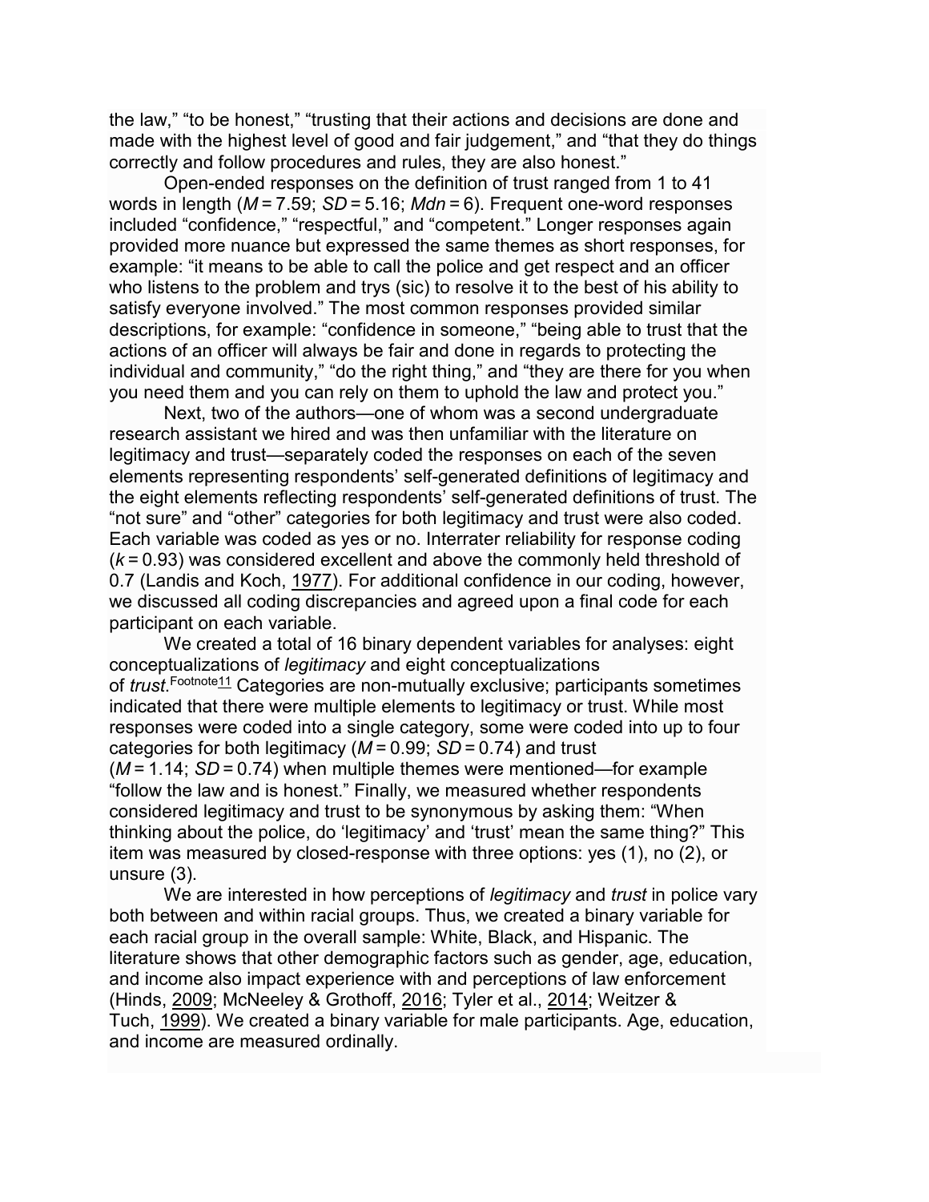the law," "to be honest," "trusting that their actions and decisions are done and made with the highest level of good and fair judgement," and "that they do things correctly and follow procedures and rules, they are also honest."

Open-ended responses on the definition of trust ranged from 1 to 41 words in length (*M* = 7.59; *SD* = 5.16; *Mdn* = 6). Frequent one-word responses included "confidence," "respectful," and "competent." Longer responses again provided more nuance but expressed the same themes as short responses, for example: "it means to be able to call the police and get respect and an officer who listens to the problem and trys (sic) to resolve it to the best of his ability to satisfy everyone involved." The most common responses provided similar descriptions, for example: "confidence in someone," "being able to trust that the actions of an officer will always be fair and done in regards to protecting the individual and community," "do the right thing," and "they are there for you when you need them and you can rely on them to uphold the law and protect you."

Next, two of the authors—one of whom was a second undergraduate research assistant we hired and was then unfamiliar with the literature on legitimacy and trust—separately coded the responses on each of the seven elements representing respondents' self-generated definitions of legitimacy and the eight elements reflecting respondents' self-generated definitions of trust. The "not sure" and "other" categories for both legitimacy and trust were also coded. Each variable was coded as yes or no. Interrater reliability for response coding (*k* = 0.93) was considered excellent and above the commonly held threshold of 0.7 (Landis and Koch, 1977). For additional confidence in our coding, however, we discussed all coding discrepancies and agreed upon a final code for each participant on each variable.

We created a total of 16 binary dependent variables for analyses: eight conceptualizations of *legitimacy* and eight conceptualizations of *trust*.[Footnote11] Categories are non-mutually exclusive; participants sometimes indicated that there were multiple elements to legitimacy or trust. While most responses were coded into a single category, some were coded into up to four categories for both legitimacy (*M* = 0.99; *SD* = 0.74) and trust (*M* = 1.14; *SD* = 0.74) when multiple themes were mentioned—for example "follow the law and is honest." Finally, we measured whether respondents considered legitimacy and trust to be synonymous by asking them: "When thinking about the police, do 'legitimacy' and 'trust' mean the same thing?" This item was measured by closed-response with three options: yes (1), no (2), or unsure (3).

We are interested in how perceptions of *legitimacy* and *trust* in police vary both between and within racial groups. Thus, we created a binary variable for each racial group in the overall sample: White, Black, and Hispanic. The literature shows that other demographic factors such as gender, age, education, and income also impact experience with and perceptions of law enforcement (Hinds, 2009; McNeeley & Grothoff, 2016; Tyler et al., 2014; Weitzer & Tuch, 1999). We created a binary variable for male participants. Age, education, and income are measured ordinally.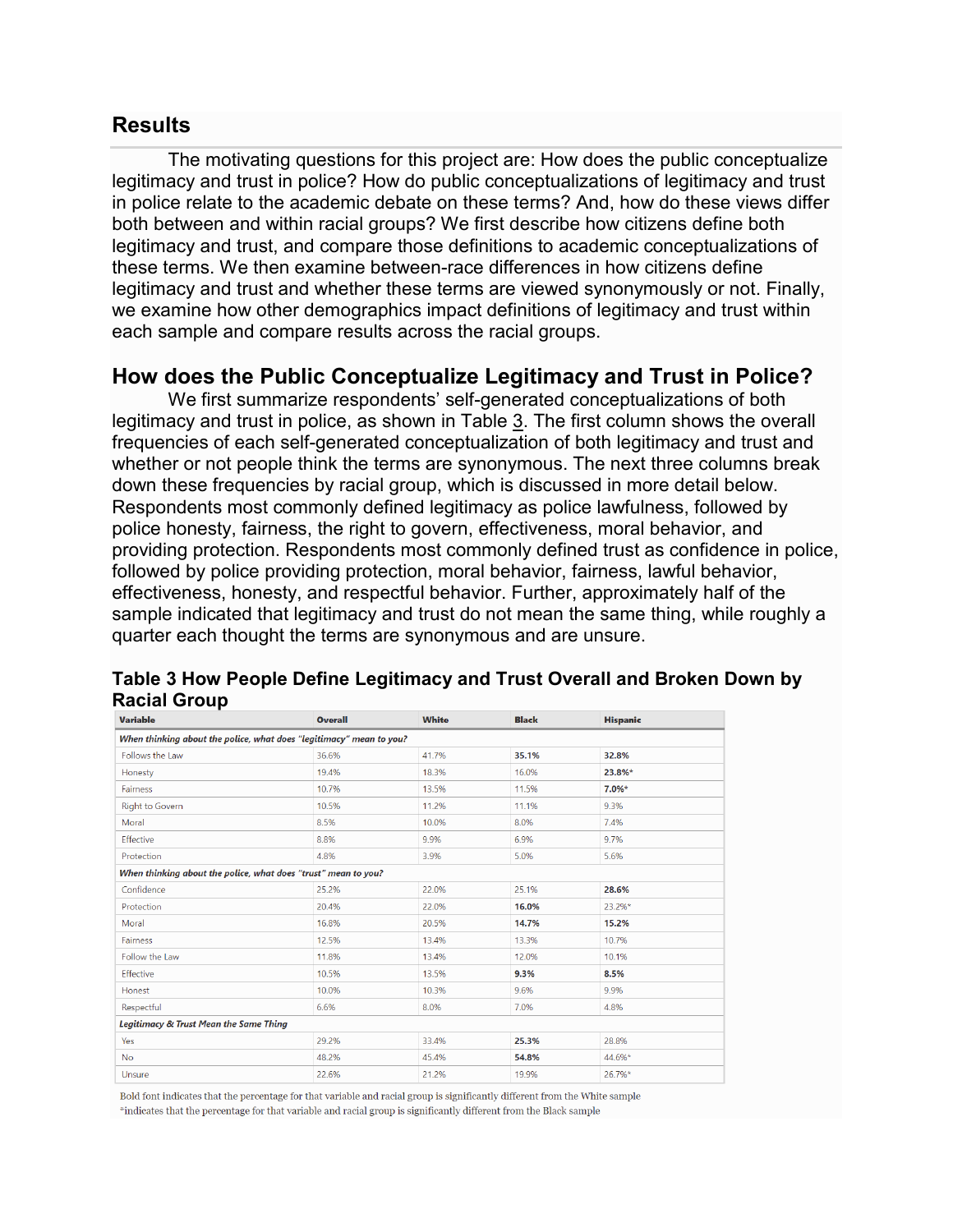## Results

The motivating questions for this project are: How does the public conceptualize legitimacy and trust in police? How do public conceptualizations of legitimacy and trust in police relate to the academic debate on these terms? And, how do these views differ both between and within racial groups? We first describe how citizens define both legitimacy and trust, and compare those definitions to academic conceptualizations of these terms. We then examine between-race differences in how citizens define legitimacy and trust and whether these terms are viewed synonymously or not. Finally, we examine how other demographics impact definitions of legitimacy and trust within each sample and compare results across the racial groups.

## How does the Public Conceptualize Legitimacy and Trust in Police?

We first summarize respondents' self-generated conceptualizations of both legitimacy and trust in police, as shown in Table 3. The first column shows the overall frequencies of each self-generated conceptualization of both legitimacy and trust and whether or not people think the terms are synonymous. The next three columns break down these frequencies by racial group, which is discussed in more detail below. Respondents most commonly defined legitimacy as police lawfulness, followed by police honesty, fairness, the right to govern, effectiveness, moral behavior, and providing protection. Respondents most commonly defined trust as confidence in police, followed by police providing protection, moral behavior, fairness, lawful behavior, effectiveness, honesty, and respectful behavior. Further, approximately half of the sample indicated that legitimacy and trust do not mean the same thing, while roughly a quarter each thought the terms are synonymous and are unsure.

### Table 3 How People Define Legitimacy and Trust Overall and Broken Down by Racial Group

| Variable | Overall | White | Black | Hispanic |
|---|---|---|---|---|
| *When thinking about the police, what does "legitimacy" mean to you?* | | | | |
| Follows the Law | 36.6% | 41.7% | **35.1%** | **32.8%** |
| Honesty | 19.4% | 18.3% | 16.0% | **23.8%*** |
| Fairness | 10.7% | 13.5% | 11.5% | **7.0%*** |
| Right to Govern | 10.5% | 11.2% | 11.1% | 9.3% |
| Moral | 8.5% | 10.0% | 8.0% | 7.4% |
| Effective | 8.8% | 9.9% | 6.9% | 9.7% |
| Protection | 4.8% | 3.9% | 5.0% | 5.6% |
| *When thinking about the police, what does "trust" mean to you?* | | | | |
| Confidence | 25.2% | 22.0% | 25.1% | **28.6%** |
| Protection | 20.4% | 22.0% | **16.0%** | 23.2%* |
| Moral | 16.8% | 20.5% | **14.7%** | **15.2%** |
| Fairness | 12.5% | 13.4% | 13.3% | 10.7% |
| Follow the Law | 11.8% | 13.4% | 12.0% | 10.1% |
| Effective | 10.5% | 13.5% | **9.3%** | **8.5%** |
| Honest | 10.0% | 10.3% | 9.6% | 9.9% |
| Respectful | 6.6% | 8.0% | 7.0% | 4.8% |
| *Legitimacy & Trust Mean the Same Thing* | | | | |
| Yes | 29.2% | 33.4% | **25.3%** | 28.8% |
| No | 48.2% | 45.4% | **54.8%** | 44.6%* |
| Unsure | 22.6% | 21.2% | 19.9% | 26.7%* |

Bold font indicates that the percentage for that variable and racial group is significantly different from the White sample
*indicates that the percentage for that variable and racial group is significantly different from the Black sample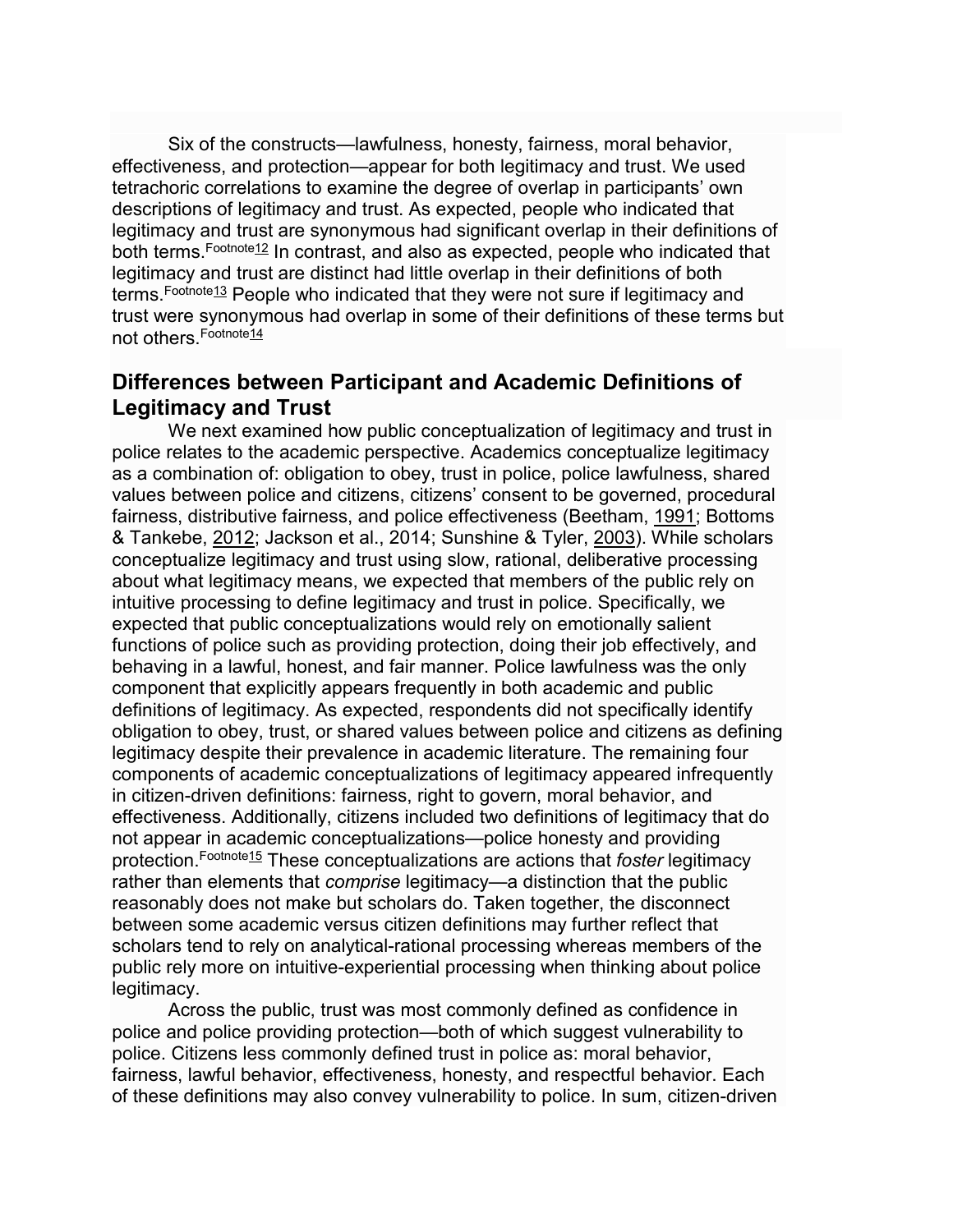Six of the constructs—lawfulness, honesty, fairness, moral behavior, effectiveness, and protection—appear for both legitimacy and trust. We used tetrachoric correlations to examine the degree of overlap in participants' own descriptions of legitimacy and trust. As expected, people who indicated that legitimacy and trust are synonymous had significant overlap in their definitions of both terms.[Footnote12] In contrast, and also as expected, people who indicated that legitimacy and trust are distinct had little overlap in their definitions of both terms.[Footnote13] People who indicated that they were not sure if legitimacy and trust were synonymous had overlap in some of their definitions of these terms but not others.[Footnote14]

## Differences between Participant and Academic Definitions of Legitimacy and Trust

We next examined how public conceptualization of legitimacy and trust in police relates to the academic perspective. Academics conceptualize legitimacy as a combination of: obligation to obey, trust in police, police lawfulness, shared values between police and citizens, citizens' consent to be governed, procedural fairness, distributive fairness, and police effectiveness (Beetham, 1991; Bottoms & Tankebe, 2012; Jackson et al., 2014; Sunshine & Tyler, 2003). While scholars conceptualize legitimacy and trust using slow, rational, deliberative processing about what legitimacy means, we expected that members of the public rely on intuitive processing to define legitimacy and trust in police. Specifically, we expected that public conceptualizations would rely on emotionally salient functions of police such as providing protection, doing their job effectively, and behaving in a lawful, honest, and fair manner. Police lawfulness was the only component that explicitly appears frequently in both academic and public definitions of legitimacy. As expected, respondents did not specifically identify obligation to obey, trust, or shared values between police and citizens as defining legitimacy despite their prevalence in academic literature. The remaining four components of academic conceptualizations of legitimacy appeared infrequently in citizen-driven definitions: fairness, right to govern, moral behavior, and effectiveness. Additionally, citizens included two definitions of legitimacy that do not appear in academic conceptualizations—police honesty and providing protection.[Footnote15] These conceptualizations are actions that *foster* legitimacy rather than elements that *comprise* legitimacy—a distinction that the public reasonably does not make but scholars do. Taken together, the disconnect between some academic versus citizen definitions may further reflect that scholars tend to rely on analytical-rational processing whereas members of the public rely more on intuitive-experiential processing when thinking about police legitimacy.

Across the public, trust was most commonly defined as confidence in police and police providing protection—both of which suggest vulnerability to police. Citizens less commonly defined trust in police as: moral behavior, fairness, lawful behavior, effectiveness, honesty, and respectful behavior. Each of these definitions may also convey vulnerability to police. In sum, citizen-driven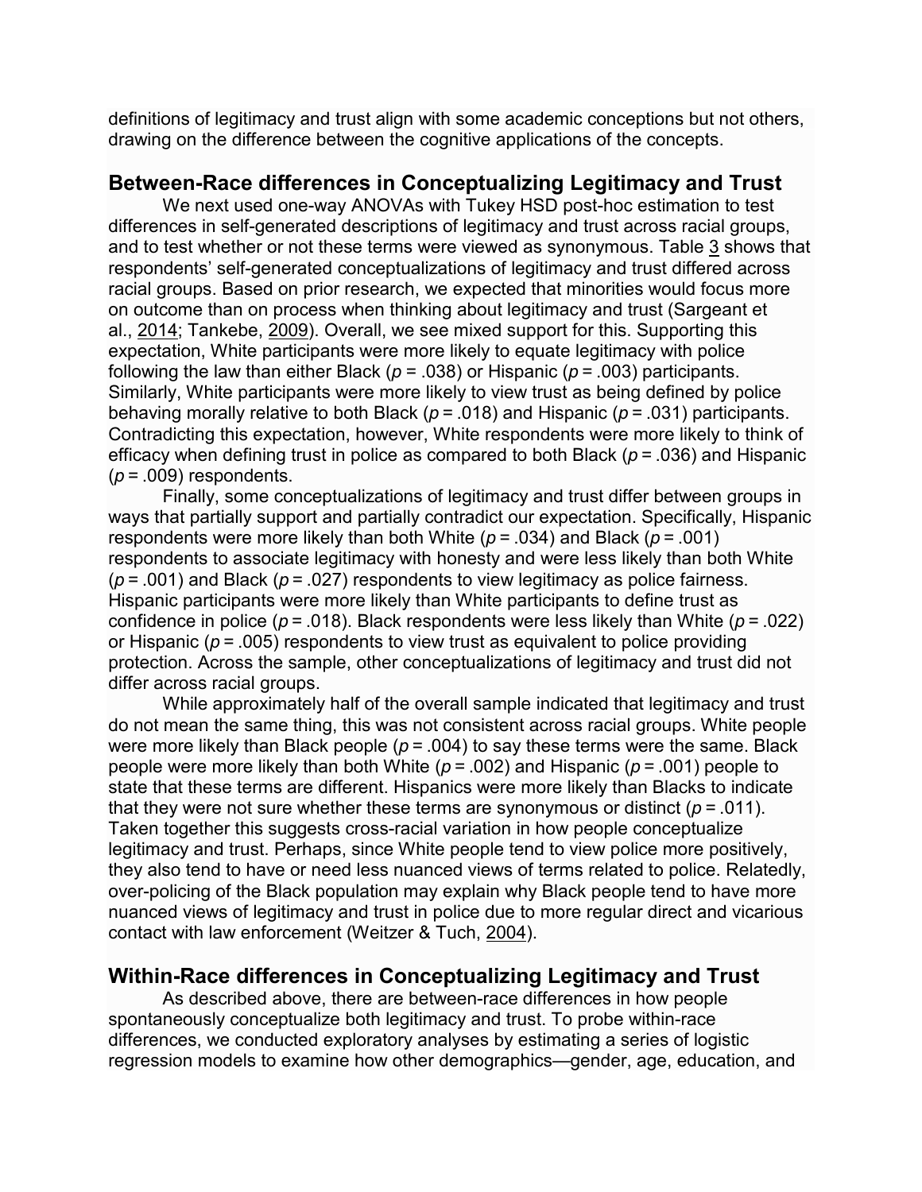definitions of legitimacy and trust align with some academic conceptions but not others, drawing on the difference between the cognitive applications of the concepts.

## Between-Race differences in Conceptualizing Legitimacy and Trust

We next used one-way ANOVAs with Tukey HSD post-hoc estimation to test differences in self-generated descriptions of legitimacy and trust across racial groups, and to test whether or not these terms were viewed as synonymous. Table 3 shows that respondents' self-generated conceptualizations of legitimacy and trust differed across racial groups. Based on prior research, we expected that minorities would focus more on outcome than on process when thinking about legitimacy and trust (Sargeant et al., 2014; Tankebe, 2009). Overall, we see mixed support for this. Supporting this expectation, White participants were more likely to equate legitimacy with police following the law than either Black ($p = .038$) or Hispanic ($p = .003$) participants. Similarly, White participants were more likely to view trust as being defined by police behaving morally relative to both Black ($p = .018$) and Hispanic ($p = .031$) participants. Contradicting this expectation, however, White respondents were more likely to think of efficacy when defining trust in police as compared to both Black ($p = .036$) and Hispanic ($p = .009$) respondents.

Finally, some conceptualizations of legitimacy and trust differ between groups in ways that partially support and partially contradict our expectation. Specifically, Hispanic respondents were more likely than both White ($p = .034$) and Black ($p = .001$) respondents to associate legitimacy with honesty and were less likely than both White ($p = .001$) and Black ($p = .027$) respondents to view legitimacy as police fairness. Hispanic participants were more likely than White participants to define trust as confidence in police ($p = .018$). Black respondents were less likely than White ($p = .022$) or Hispanic ($p = .005$) respondents to view trust as equivalent to police providing protection. Across the sample, other conceptualizations of legitimacy and trust did not differ across racial groups.

While approximately half of the overall sample indicated that legitimacy and trust do not mean the same thing, this was not consistent across racial groups. White people were more likely than Black people ($p = .004$) to say these terms were the same. Black people were more likely than both White ($p = .002$) and Hispanic ($p = .001$) people to state that these terms are different. Hispanics were more likely than Blacks to indicate that they were not sure whether these terms are synonymous or distinct ($p = .011$). Taken together this suggests cross-racial variation in how people conceptualize legitimacy and trust. Perhaps, since White people tend to view police more positively, they also tend to have or need less nuanced views of terms related to police. Relatedly, over-policing of the Black population may explain why Black people tend to have more nuanced views of legitimacy and trust in police due to more regular direct and vicarious contact with law enforcement (Weitzer & Tuch, 2004).

## Within-Race differences in Conceptualizing Legitimacy and Trust

As described above, there are between-race differences in how people spontaneously conceptualize both legitimacy and trust. To probe within-race differences, we conducted exploratory analyses by estimating a series of logistic regression models to examine how other demographics—gender, age, education, and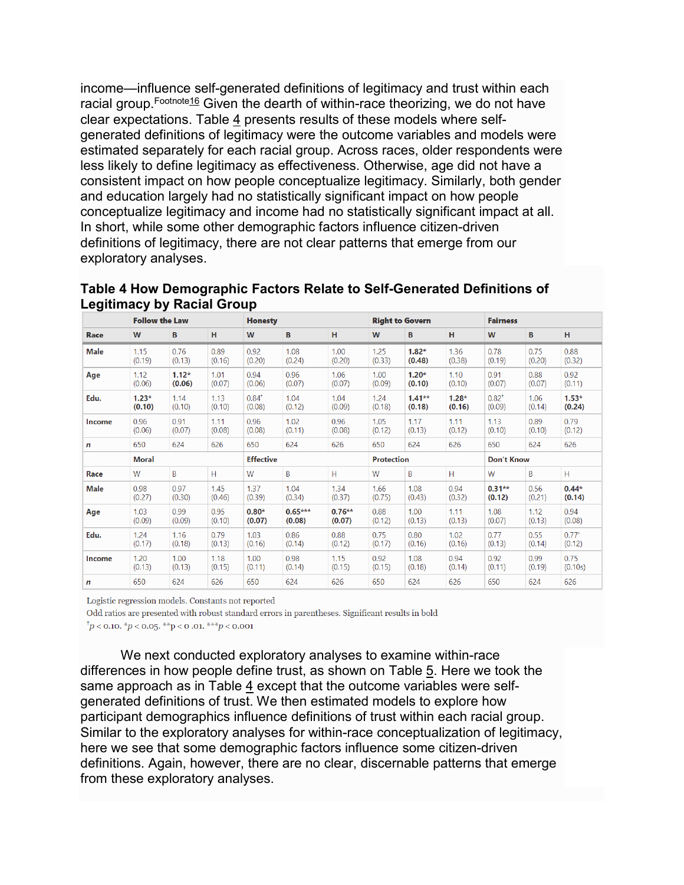income—influence self-generated definitions of legitimacy and trust within each racial group.[Footnote16] Given the dearth of within-race theorizing, we do not have clear expectations. Table 4 presents results of these models where self-generated definitions of legitimacy were the outcome variables and models were estimated separately for each racial group. Across races, older respondents were less likely to define legitimacy as effectiveness. Otherwise, age did not have a consistent impact on how people conceptualize legitimacy. Similarly, both gender and education largely had no statistically significant impact on how people conceptualize legitimacy and income had no statistically significant impact at all. In short, while some other demographic factors influence citizen-driven definitions of legitimacy, there are not clear patterns that emerge from our exploratory analyses.

**Table 4 How Demographic Factors Relate to Self-Generated Definitions of Legitimacy by Racial Group**

| | Follow the Law | | | Honesty | | | Right to Govern | | | Fairness | | |
|---|---|---|---|---|---|---|---|---|---|---|---|---|
| **Race** | **W** | **B** | **H** | **W** | **B** | **H** | **W** | **B** | **H** | **W** | **B** | **H** |
| **Male** | 1.15 (0.19) | 0.76 (0.13) | 0.89 (0.16) | 0.92 (0.20) | 1.08 (0.24) | 1.00 (0.20) | 1.25 (0.33) | **1.82*** **(0.48)** | 1.36 (0.38) | 0.78 (0.19) | 0.75 (0.20) | 0.88 (0.32) |
| **Age** | 1.12 (0.06) | **1.12*** **(0.06)** | 1.01 (0.07) | 0.94 (0.06) | 0.96 (0.07) | 1.06 (0.07) | 1.00 (0.09) | **1.20*** **(0.10)** | 1.10 (0.10) | 0.91 (0.07) | 0.88 (0.07) | 0.92 (0.11) |
| **Edu.** | **1.23*** **(0.10)** | 1.14 (0.10) | 1.13 (0.10) | 0.84† (0.08) | 1.04 (0.12) | 1.04 (0.09) | 1.24 (0.18) | **1.41**** **(0.18)** | **1.28*** **(0.16)** | 0.82† (0.09) | 1.06 (0.14) | **1.53*** **(0.24)** |
| **Income** | 0.96 (0.06) | 0.91 (0.07) | 1.11 (0.08) | 0.96 (0.08) | 1.02 (0.11) | 0.96 (0.08) | 1.05 (0.12) | 1.17 (0.13) | 1.11 (0.12) | 1.13 (0.10) | 0.89 (0.10) | 0.79 (0.12) |
| ***n*** | 650 | 624 | 626 | 650 | 624 | 626 | 650 | 624 | 626 | 650 | 624 | 626 |
| | **Moral** | | | **Effective** | | | **Protection** | | | **Don't Know** | | |
| **Race** | W | B | H | W | B | H | W | B | H | W | B | H |
| **Male** | 0.98 (0.27) | 0.97 (0.30) | 1.45 (0.46) | 1.37 (0.39) | 1.04 (0.34) | 1.34 (0.37) | 1.66 (0.75) | 1.08 (0.43) | 0.94 (0.32) | **0.31**** **(0.12)** | 0.56 (0.21) | **0.44*** **(0.14)** |
| **Age** | 1.03 (0.09) | 0.99 (0.09) | 0.95 (0.10) | **0.80*** **(0.07)** | **0.65***** **(0.08)** | **0.76**** **(0.07)** | 0.88 (0.12) | 1.00 (0.13) | 1.11 (0.13) | 1.08 (0.07) | 1.12 (0.13) | 0.94 (0.08) |
| **Edu.** | 1.24 (0.17) | 1.16 (0.18) | 0.79 (0.13) | 1.03 (0.16) | 0.86 (0.14) | 0.88 (0.12) | 0.75 (0.17) | 0.80 (0.16) | 1.02 (0.16) | 0.77 (0.13) | 0.55 (0.14) | 0.77† (0.12) |
| **Income** | 1.20 (0.13) | 1.00 (0.13) | 1.18 (0.15) | 1.00 (0.11) | 0.98 (0.14) | 1.15 (0.15) | 0.92 (0.15) | 1.08 (0.18) | 0.94 (0.14) | 0.92 (0.11) | 0.99 (0.19) | 0.75 (0.10s) |
| ***n*** | 650 | 624 | 626 | 650 | 624 | 626 | 650 | 624 | 626 | 650 | 624 | 626 |

Logistic regression models. Constants not reported

Odd ratios are presented with robust standard errors in parentheses. Significant results in bold

†$p < 0.10$. *$p < 0.05$. **$p < 0.01$. ***$p < 0.001$

We next conducted exploratory analyses to examine within-race differences in how people define trust, as shown on Table 5. Here we took the same approach as in Table 4 except that the outcome variables were self-generated definitions of trust. We then estimated models to explore how participant demographics influence definitions of trust within each racial group. Similar to the exploratory analyses for within-race conceptualization of legitimacy, here we see that some demographic factors influence some citizen-driven definitions. Again, however, there are no clear, discernable patterns that emerge from these exploratory analyses.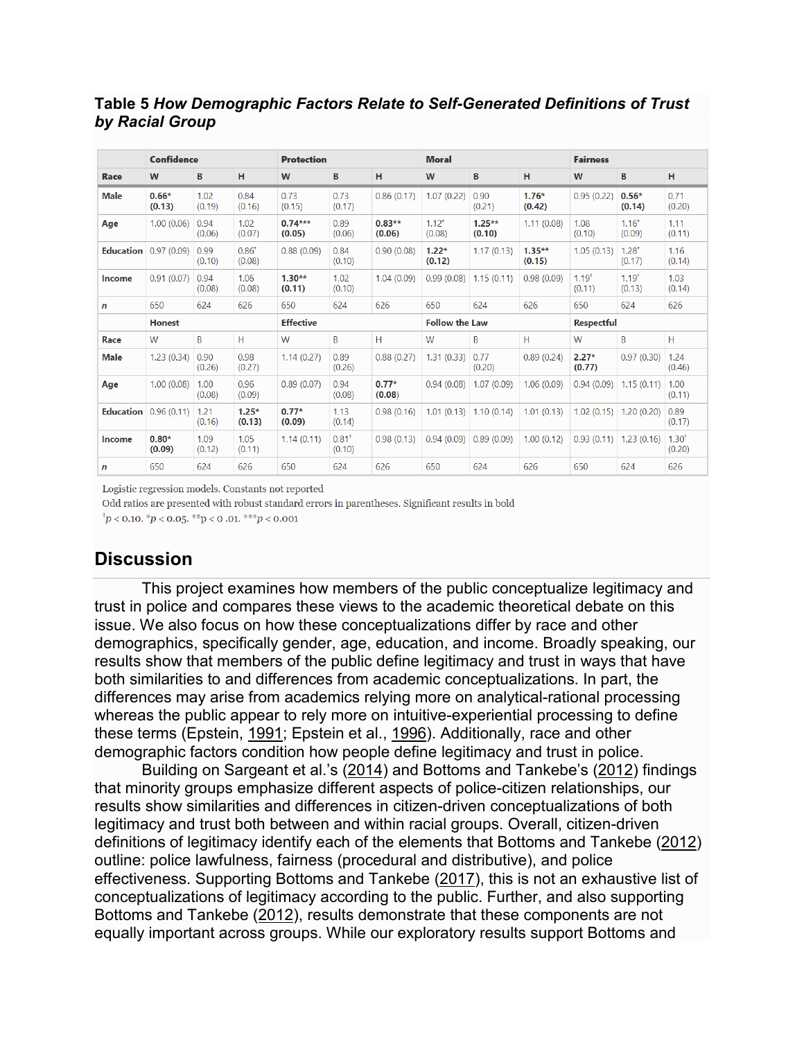**Table 5** ***How Demographic Factors Relate to Self-Generated Definitions of Trust by Racial Group***

| | Confidence | | | Protection | | | Moral | | | Fairness | | |
|---|---|---|---|---|---|---|---|---|---|---|---|---|
| **Race** | **W** | **B** | **H** | **W** | **B** | **H** | **W** | **B** | **H** | **W** | **B** | **H** |
| **Male** | **0.66* (0.13)** | 1.02 (0.19) | 0.84 (0.16) | 0.73 (0.15) | 0.73 (0.17) | 0.86 (0.17) | 1.07 (0.22) | 0.90 (0.21) | **1.76* (0.42)** | 0.95 (0.22) | **0.56* (0.14)** | 0.71 (0.20) |
| **Age** | 1.00 (0.06) | 0.94 (0.06) | 1.02 (0.07) | **0.74*** (0.05)** | 0.89 (0.06) | **0.83** (0.06)** | 1.12$^{\dagger}$ (0.08) | **1.25** (0.10)** | 1.11 (0.08) | 1.08 (0.10) | 1.16$^{\dagger}$ (0.09) | 1.11 (0.11) |
| **Education** | 0.97 (0.09) | 0.99 (0.10) | 0.86$^{\dagger}$ (0.08) | 0.88 (0.09) | 0.84 (0.10) | 0.90 (0.08) | **1.22* (0.12)** | 1.17 (0.13) | **1.35** (0.15)** | 1.05 (0.13) | 1.28$^{\dagger}$ (0.17) | 1.16 (0.14) |
| **Income** | 0.91 (0.07) | 0.94 (0.08) | 1.06 (0.08) | **1.30** (0.11)** | 1.02 (0.10) | 1.04 (0.09) | 0.99 (0.08) | 1.15 (0.11) | 0.98 (0.09) | 1.19$^{\dagger}$ (0.11) | 1.19$^{\dagger}$ (0.13) | 1.03 (0.14) |
| ***n*** | 650 | 624 | 626 | 650 | 624 | 626 | 650 | 624 | 626 | 650 | 624 | 626 |
| | **Honest** | | | **Effective** | | | **Follow the Law** | | | **Respectful** | | |
| **Race** | W | B | H | W | B | H | W | B | H | W | B | H |
| **Male** | 1.23 (0.34) | 0.90 (0.26) | 0.98 (0.27) | 1.14 (0.27) | 0.89 (0.26) | 0.88 (0.27) | 1.31 (0.33) | 0.77 (0.20) | 0.89 (0.24) | **2.27* (0.77)** | 0.97 (0.30) | 1.24 (0.46) |
| **Age** | 1.00 (0.08) | 1.00 (0.08) | 0.96 (0.09) | 0.89 (0.07) | 0.94 (0.08) | **0.77* (0.08)** | 0.94 (0.08) | 1.07 (0.09) | 1.06 (0.09) | 0.94 (0.09) | 1.15 (0.11) | 1.00 (0.11) |
| **Education** | 0.96 (0.11) | 1.21 (0.16) | **1.25* (0.13)** | **0.77* (0.09)** | 1.13 (0.14) | 0.98 (0.16) | 1.01 (0.13) | 1.10 (0.14) | 1.01 (0.13) | 1.02 (0.15) | 1.20 (0.20) | 0.89 (0.17) |
| **Income** | **0.80* (0.09)** | 1.09 (0.12) | 1.05 (0.11) | 1.14 (0.11) | 0.81$^{\dagger}$ (0.10) | 0.98 (0.13) | 0.94 (0.09) | 0.89 (0.09) | 1.00 (0.12) | 0.93 (0.11) | 1.23 (0.16) | 1.30$^{\dagger}$ (0.20) |
| ***n*** | 650 | 624 | 626 | 650 | 624 | 626 | 650 | 624 | 626 | 650 | 624 | 626 |

Logistic regression models. Constants not reported

Odd ratios are presented with robust standard errors in parentheses. Significant results in bold

$^{\dagger}p < 0.10$. $^{*}p < 0.05$. $^{**}p < 0.01$. $^{***}p < 0.001$

## Discussion

This project examines how members of the public conceptualize legitimacy and trust in police and compares these views to the academic theoretical debate on this issue. We also focus on how these conceptualizations differ by race and other demographics, specifically gender, age, education, and income. Broadly speaking, our results show that members of the public define legitimacy and trust in ways that have both similarities to and differences from academic conceptualizations. In part, the differences may arise from academics relying more on analytical-rational processing whereas the public appear to rely more on intuitive-experiential processing to define these terms (Epstein, 1991; Epstein et al., 1996). Additionally, race and other demographic factors condition how people define legitimacy and trust in police.

Building on Sargeant et al.'s (2014) and Bottoms and Tankebe's (2012) findings that minority groups emphasize different aspects of police-citizen relationships, our results show similarities and differences in citizen-driven conceptualizations of both legitimacy and trust both between and within racial groups. Overall, citizen-driven definitions of legitimacy identify each of the elements that Bottoms and Tankebe (2012) outline: police lawfulness, fairness (procedural and distributive), and police effectiveness. Supporting Bottoms and Tankebe (2017), this is not an exhaustive list of conceptualizations of legitimacy according to the public. Further, and also supporting Bottoms and Tankebe (2012), results demonstrate that these components are not equally important across groups. While our exploratory results support Bottoms and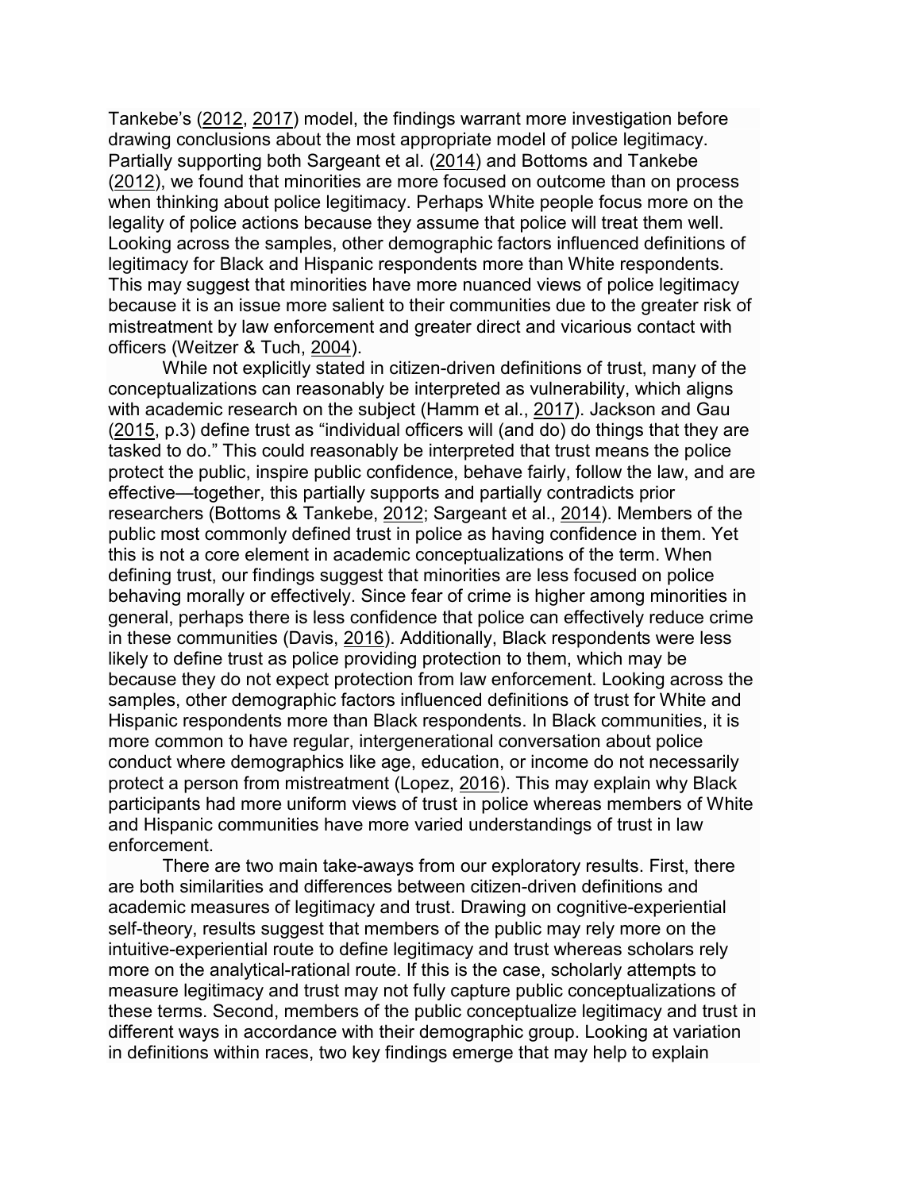Tankebe's (2012, 2017) model, the findings warrant more investigation before drawing conclusions about the most appropriate model of police legitimacy. Partially supporting both Sargeant et al. (2014) and Bottoms and Tankebe (2012), we found that minorities are more focused on outcome than on process when thinking about police legitimacy. Perhaps White people focus more on the legality of police actions because they assume that police will treat them well. Looking across the samples, other demographic factors influenced definitions of legitimacy for Black and Hispanic respondents more than White respondents. This may suggest that minorities have more nuanced views of police legitimacy because it is an issue more salient to their communities due to the greater risk of mistreatment by law enforcement and greater direct and vicarious contact with officers (Weitzer & Tuch, 2004).

While not explicitly stated in citizen-driven definitions of trust, many of the conceptualizations can reasonably be interpreted as vulnerability, which aligns with academic research on the subject (Hamm et al., 2017). Jackson and Gau (2015, p.3) define trust as "individual officers will (and do) do things that they are tasked to do." This could reasonably be interpreted that trust means the police protect the public, inspire public confidence, behave fairly, follow the law, and are effective—together, this partially supports and partially contradicts prior researchers (Bottoms & Tankebe, 2012; Sargeant et al., 2014). Members of the public most commonly defined trust in police as having confidence in them. Yet this is not a core element in academic conceptualizations of the term. When defining trust, our findings suggest that minorities are less focused on police behaving morally or effectively. Since fear of crime is higher among minorities in general, perhaps there is less confidence that police can effectively reduce crime in these communities (Davis, 2016). Additionally, Black respondents were less likely to define trust as police providing protection to them, which may be because they do not expect protection from law enforcement. Looking across the samples, other demographic factors influenced definitions of trust for White and Hispanic respondents more than Black respondents. In Black communities, it is more common to have regular, intergenerational conversation about police conduct where demographics like age, education, or income do not necessarily protect a person from mistreatment (Lopez, 2016). This may explain why Black participants had more uniform views of trust in police whereas members of White and Hispanic communities have more varied understandings of trust in law enforcement.

There are two main take-aways from our exploratory results. First, there are both similarities and differences between citizen-driven definitions and academic measures of legitimacy and trust. Drawing on cognitive-experiential self-theory, results suggest that members of the public may rely more on the intuitive-experiential route to define legitimacy and trust whereas scholars rely more on the analytical-rational route. If this is the case, scholarly attempts to measure legitimacy and trust may not fully capture public conceptualizations of these terms. Second, members of the public conceptualize legitimacy and trust in different ways in accordance with their demographic group. Looking at variation in definitions within races, two key findings emerge that may help to explain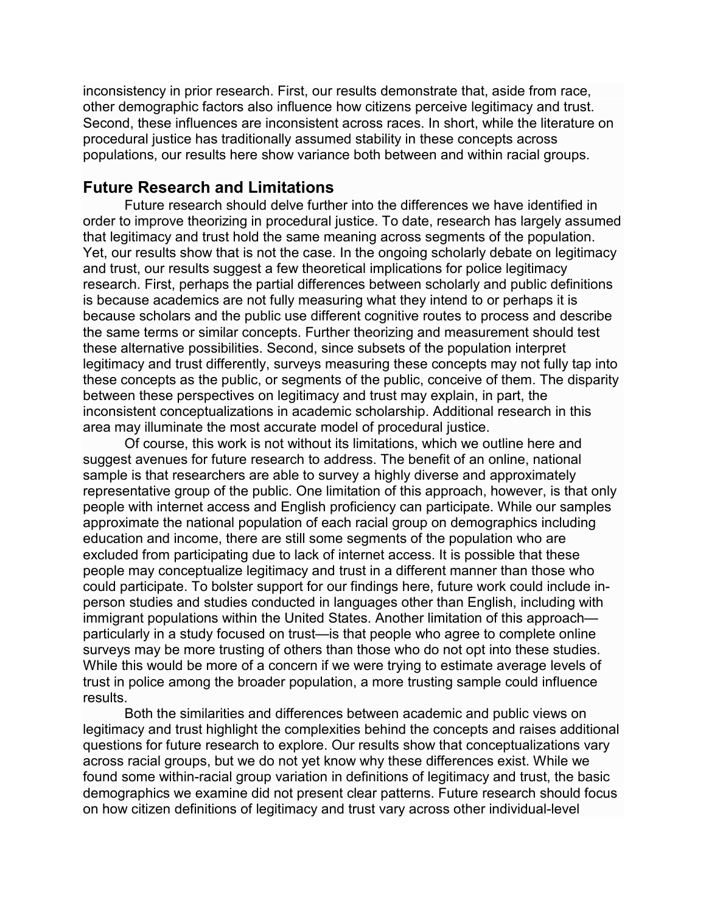inconsistency in prior research. First, our results demonstrate that, aside from race, other demographic factors also influence how citizens perceive legitimacy and trust. Second, these influences are inconsistent across races. In short, while the literature on procedural justice has traditionally assumed stability in these concepts across populations, our results here show variance both between and within racial groups.

## Future Research and Limitations

Future research should delve further into the differences we have identified in order to improve theorizing in procedural justice. To date, research has largely assumed that legitimacy and trust hold the same meaning across segments of the population. Yet, our results show that is not the case. In the ongoing scholarly debate on legitimacy and trust, our results suggest a few theoretical implications for police legitimacy research. First, perhaps the partial differences between scholarly and public definitions is because academics are not fully measuring what they intend to or perhaps it is because scholars and the public use different cognitive routes to process and describe the same terms or similar concepts. Further theorizing and measurement should test these alternative possibilities. Second, since subsets of the population interpret legitimacy and trust differently, surveys measuring these concepts may not fully tap into these concepts as the public, or segments of the public, conceive of them. The disparity between these perspectives on legitimacy and trust may explain, in part, the inconsistent conceptualizations in academic scholarship. Additional research in this area may illuminate the most accurate model of procedural justice.

Of course, this work is not without its limitations, which we outline here and suggest avenues for future research to address. The benefit of an online, national sample is that researchers are able to survey a highly diverse and approximately representative group of the public. One limitation of this approach, however, is that only people with internet access and English proficiency can participate. While our samples approximate the national population of each racial group on demographics including education and income, there are still some segments of the population who are excluded from participating due to lack of internet access. It is possible that these people may conceptualize legitimacy and trust in a different manner than those who could participate. To bolster support for our findings here, future work could include in-person studies and studies conducted in languages other than English, including with immigrant populations within the United States. Another limitation of this approach—particularly in a study focused on trust—is that people who agree to complete online surveys may be more trusting of others than those who do not opt into these studies. While this would be more of a concern if we were trying to estimate average levels of trust in police among the broader population, a more trusting sample could influence results.

Both the similarities and differences between academic and public views on legitimacy and trust highlight the complexities behind the concepts and raises additional questions for future research to explore. Our results show that conceptualizations vary across racial groups, but we do not yet know why these differences exist. While we found some within-racial group variation in definitions of legitimacy and trust, the basic demographics we examine did not present clear patterns. Future research should focus on how citizen definitions of legitimacy and trust vary across other individual-level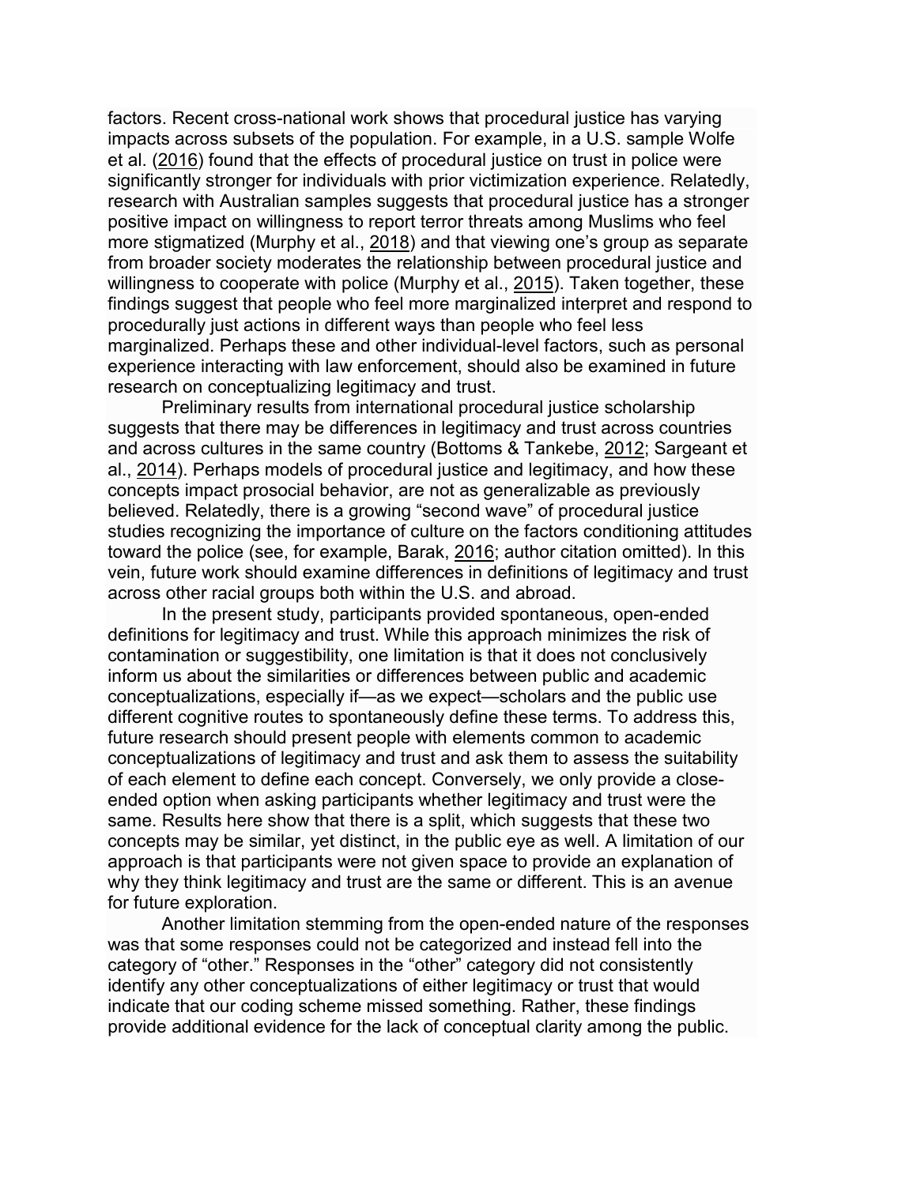factors. Recent cross-national work shows that procedural justice has varying impacts across subsets of the population. For example, in a U.S. sample Wolfe et al. (2016) found that the effects of procedural justice on trust in police were significantly stronger for individuals with prior victimization experience. Relatedly, research with Australian samples suggests that procedural justice has a stronger positive impact on willingness to report terror threats among Muslims who feel more stigmatized (Murphy et al., 2018) and that viewing one's group as separate from broader society moderates the relationship between procedural justice and willingness to cooperate with police (Murphy et al., 2015). Taken together, these findings suggest that people who feel more marginalized interpret and respond to procedurally just actions in different ways than people who feel less marginalized. Perhaps these and other individual-level factors, such as personal experience interacting with law enforcement, should also be examined in future research on conceptualizing legitimacy and trust.

Preliminary results from international procedural justice scholarship suggests that there may be differences in legitimacy and trust across countries and across cultures in the same country (Bottoms & Tankebe, 2012; Sargeant et al., 2014). Perhaps models of procedural justice and legitimacy, and how these concepts impact prosocial behavior, are not as generalizable as previously believed. Relatedly, there is a growing "second wave" of procedural justice studies recognizing the importance of culture on the factors conditioning attitudes toward the police (see, for example, Barak, 2016; author citation omitted). In this vein, future work should examine differences in definitions of legitimacy and trust across other racial groups both within the U.S. and abroad.

In the present study, participants provided spontaneous, open-ended definitions for legitimacy and trust. While this approach minimizes the risk of contamination or suggestibility, one limitation is that it does not conclusively inform us about the similarities or differences between public and academic conceptualizations, especially if—as we expect—scholars and the public use different cognitive routes to spontaneously define these terms. To address this, future research should present people with elements common to academic conceptualizations of legitimacy and trust and ask them to assess the suitability of each element to define each concept. Conversely, we only provide a close-ended option when asking participants whether legitimacy and trust were the same. Results here show that there is a split, which suggests that these two concepts may be similar, yet distinct, in the public eye as well. A limitation of our approach is that participants were not given space to provide an explanation of why they think legitimacy and trust are the same or different. This is an avenue for future exploration.

Another limitation stemming from the open-ended nature of the responses was that some responses could not be categorized and instead fell into the category of "other." Responses in the "other" category did not consistently identify any other conceptualizations of either legitimacy or trust that would indicate that our coding scheme missed something. Rather, these findings provide additional evidence for the lack of conceptual clarity among the public.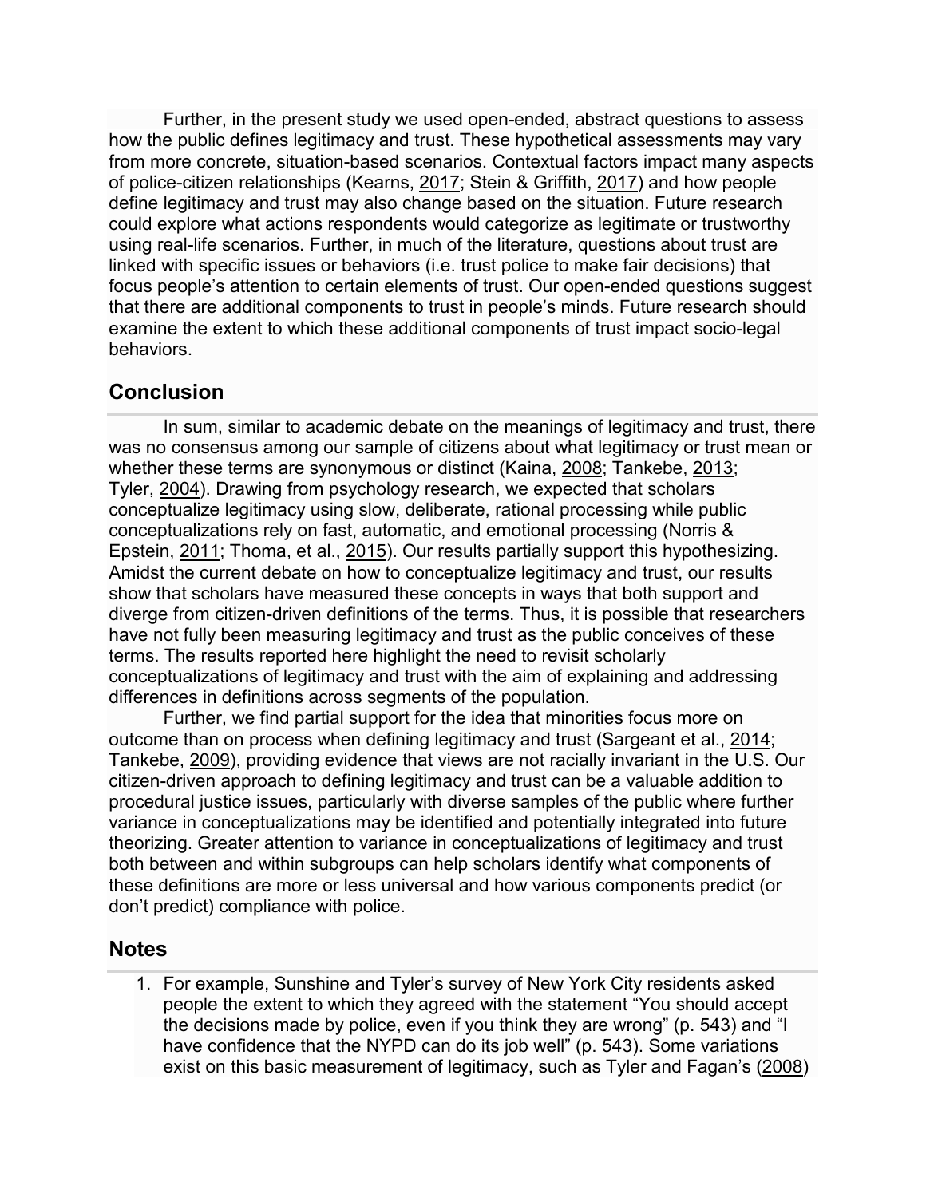Further, in the present study we used open-ended, abstract questions to assess how the public defines legitimacy and trust. These hypothetical assessments may vary from more concrete, situation-based scenarios. Contextual factors impact many aspects of police-citizen relationships (Kearns, 2017; Stein & Griffith, 2017) and how people define legitimacy and trust may also change based on the situation. Future research could explore what actions respondents would categorize as legitimate or trustworthy using real-life scenarios. Further, in much of the literature, questions about trust are linked with specific issues or behaviors (i.e. trust police to make fair decisions) that focus people's attention to certain elements of trust. Our open-ended questions suggest that there are additional components to trust in people's minds. Future research should examine the extent to which these additional components of trust impact socio-legal behaviors.

## Conclusion

In sum, similar to academic debate on the meanings of legitimacy and trust, there was no consensus among our sample of citizens about what legitimacy or trust mean or whether these terms are synonymous or distinct (Kaina, 2008; Tankebe, 2013; Tyler, 2004). Drawing from psychology research, we expected that scholars conceptualize legitimacy using slow, deliberate, rational processing while public conceptualizations rely on fast, automatic, and emotional processing (Norris & Epstein, 2011; Thoma, et al., 2015). Our results partially support this hypothesizing. Amidst the current debate on how to conceptualize legitimacy and trust, our results show that scholars have measured these concepts in ways that both support and diverge from citizen-driven definitions of the terms. Thus, it is possible that researchers have not fully been measuring legitimacy and trust as the public conceives of these terms. The results reported here highlight the need to revisit scholarly conceptualizations of legitimacy and trust with the aim of explaining and addressing differences in definitions across segments of the population.

Further, we find partial support for the idea that minorities focus more on outcome than on process when defining legitimacy and trust (Sargeant et al., 2014; Tankebe, 2009), providing evidence that views are not racially invariant in the U.S. Our citizen-driven approach to defining legitimacy and trust can be a valuable addition to procedural justice issues, particularly with diverse samples of the public where further variance in conceptualizations may be identified and potentially integrated into future theorizing. Greater attention to variance in conceptualizations of legitimacy and trust both between and within subgroups can help scholars identify what components of these definitions are more or less universal and how various components predict (or don't predict) compliance with police.

## Notes

1. For example, Sunshine and Tyler's survey of New York City residents asked people the extent to which they agreed with the statement "You should accept the decisions made by police, even if you think they are wrong" (p. 543) and "I have confidence that the NYPD can do its job well" (p. 543). Some variations exist on this basic measurement of legitimacy, such as Tyler and Fagan's (2008)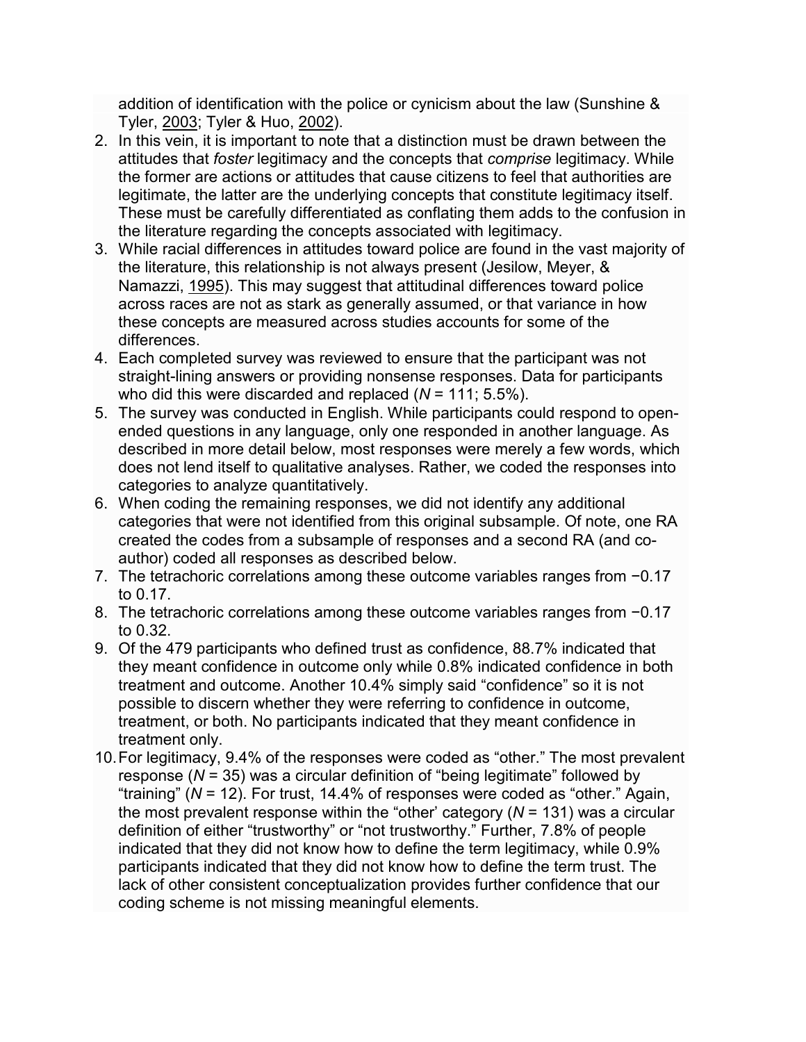addition of identification with the police or cynicism about the law (Sunshine & Tyler, 2003; Tyler & Huo, 2002).

2. In this vein, it is important to note that a distinction must be drawn between the attitudes that *foster* legitimacy and the concepts that *comprise* legitimacy. While the former are actions or attitudes that cause citizens to feel that authorities are legitimate, the latter are the underlying concepts that constitute legitimacy itself. These must be carefully differentiated as conflating them adds to the confusion in the literature regarding the concepts associated with legitimacy.
3. While racial differences in attitudes toward police are found in the vast majority of the literature, this relationship is not always present (Jesilow, Meyer, & Namazzi, 1995). This may suggest that attitudinal differences toward police across races are not as stark as generally assumed, or that variance in how these concepts are measured across studies accounts for some of the differences.
4. Each completed survey was reviewed to ensure that the participant was not straight-lining answers or providing nonsense responses. Data for participants who did this were discarded and replaced ($N$ = 111; 5.5%).
5. The survey was conducted in English. While participants could respond to open-ended questions in any language, only one responded in another language. As described in more detail below, most responses were merely a few words, which does not lend itself to qualitative analyses. Rather, we coded the responses into categories to analyze quantitatively.
6. When coding the remaining responses, we did not identify any additional categories that were not identified from this original subsample. Of note, one RA created the codes from a subsample of responses and a second RA (and co-author) coded all responses as described below.
7. The tetrachoric correlations among these outcome variables ranges from −0.17 to 0.17.
8. The tetrachoric correlations among these outcome variables ranges from −0.17 to 0.32.
9. Of the 479 participants who defined trust as confidence, 88.7% indicated that they meant confidence in outcome only while 0.8% indicated confidence in both treatment and outcome. Another 10.4% simply said "confidence" so it is not possible to discern whether they were referring to confidence in outcome, treatment, or both. No participants indicated that they meant confidence in treatment only.
10. For legitimacy, 9.4% of the responses were coded as "other." The most prevalent response ($N$ = 35) was a circular definition of "being legitimate" followed by "training" ($N$ = 12). For trust, 14.4% of responses were coded as "other." Again, the most prevalent response within the "other' category ($N$ = 131) was a circular definition of either "trustworthy" or "not trustworthy." Further, 7.8% of people indicated that they did not know how to define the term legitimacy, while 0.9% participants indicated that they did not know how to define the term trust. The lack of other consistent conceptualization provides further confidence that our coding scheme is not missing meaningful elements.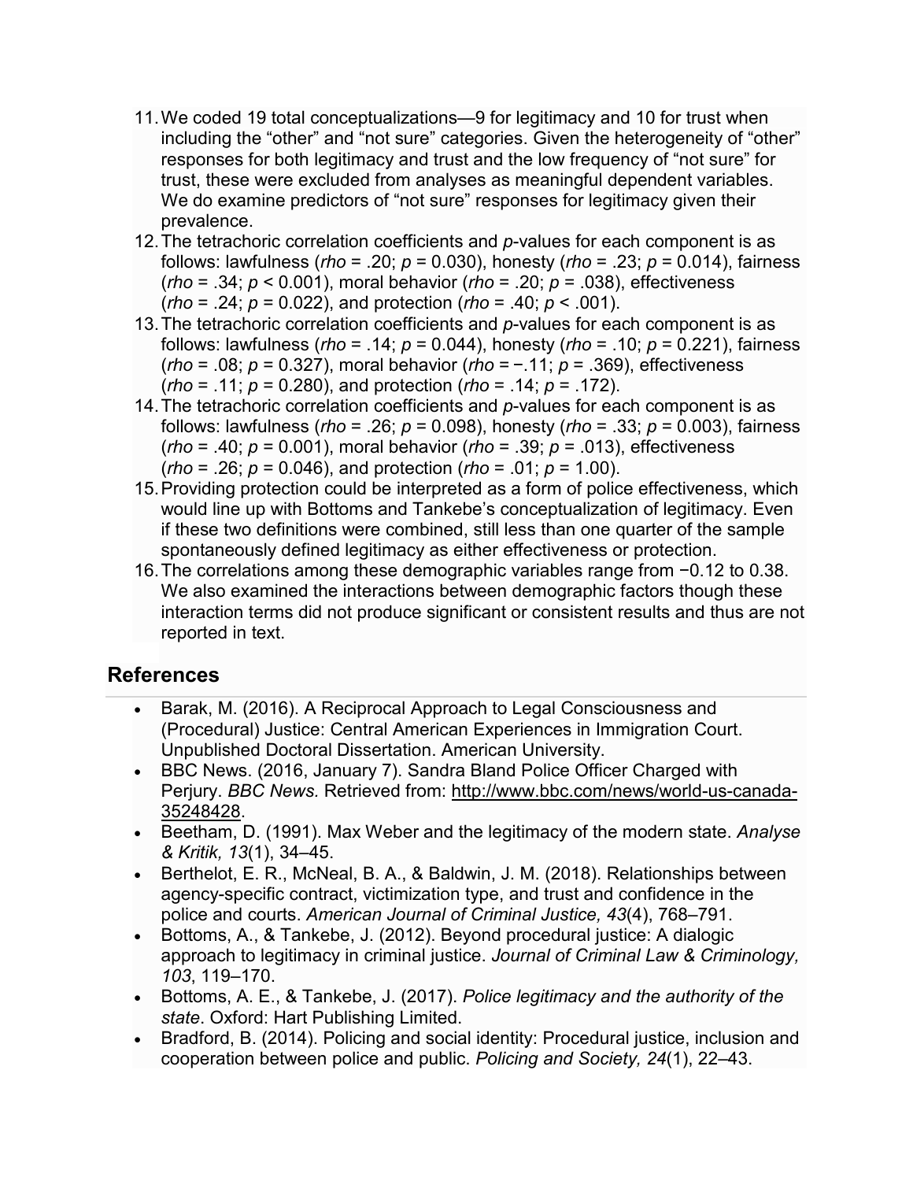11. We coded 19 total conceptualizations—9 for legitimacy and 10 for trust when including the "other" and "not sure" categories. Given the heterogeneity of "other" responses for both legitimacy and trust and the low frequency of "not sure" for trust, these were excluded from analyses as meaningful dependent variables. We do examine predictors of "not sure" responses for legitimacy given their prevalence.
12. The tetrachoric correlation coefficients and $p$-values for each component is as follows: lawfulness (*rho* = .20; $p$ = 0.030), honesty (*rho* = .23; $p$ = 0.014), fairness (*rho* = .34; $p < 0.001$), moral behavior (*rho* = .20; $p$ = .038), effectiveness (*rho* = .24; $p$ = 0.022), and protection (*rho* = .40; $p < .001$).
13. The tetrachoric correlation coefficients and $p$-values for each component is as follows: lawfulness (*rho* = .14; $p$ = 0.044), honesty (*rho* = .10; $p$ = 0.221), fairness (*rho* = .08; $p$ = 0.327), moral behavior (*rho* = −.11; $p$ = .369), effectiveness (*rho* = .11; $p$ = 0.280), and protection (*rho* = .14; $p$ = .172).
14. The tetrachoric correlation coefficients and $p$-values for each component is as follows: lawfulness (*rho* = .26; $p$ = 0.098), honesty (*rho* = .33; $p$ = 0.003), fairness (*rho* = .40; $p$ = 0.001), moral behavior (*rho* = .39; $p$ = .013), effectiveness (*rho* = .26; $p$ = 0.046), and protection (*rho* = .01; $p$ = 1.00).
15. Providing protection could be interpreted as a form of police effectiveness, which would line up with Bottoms and Tankebe's conceptualization of legitimacy. Even if these two definitions were combined, still less than one quarter of the sample spontaneously defined legitimacy as either effectiveness or protection.
16. The correlations among these demographic variables range from −0.12 to 0.38. We also examined the interactions between demographic factors though these interaction terms did not produce significant or consistent results and thus are not reported in text.

## References

- Barak, M. (2016). A Reciprocal Approach to Legal Consciousness and (Procedural) Justice: Central American Experiences in Immigration Court. Unpublished Doctoral Dissertation. American University.
- BBC News. (2016, January 7). Sandra Bland Police Officer Charged with Perjury. *BBC News.* Retrieved from: http://www.bbc.com/news/world-us-canada-35248428.
- Beetham, D. (1991). Max Weber and the legitimacy of the modern state. *Analyse & Kritik, 13*(1), 34–45.
- Berthelot, E. R., McNeal, B. A., & Baldwin, J. M. (2018). Relationships between agency-specific contract, victimization type, and trust and confidence in the police and courts. *American Journal of Criminal Justice, 43*(4), 768–791.
- Bottoms, A., & Tankebe, J. (2012). Beyond procedural justice: A dialogic approach to legitimacy in criminal justice. *Journal of Criminal Law & Criminology, 103*, 119–170.
- Bottoms, A. E., & Tankebe, J. (2017). *Police legitimacy and the authority of the state*. Oxford: Hart Publishing Limited.
- Bradford, B. (2014). Policing and social identity: Procedural justice, inclusion and cooperation between police and public. *Policing and Society, 24*(1), 22–43.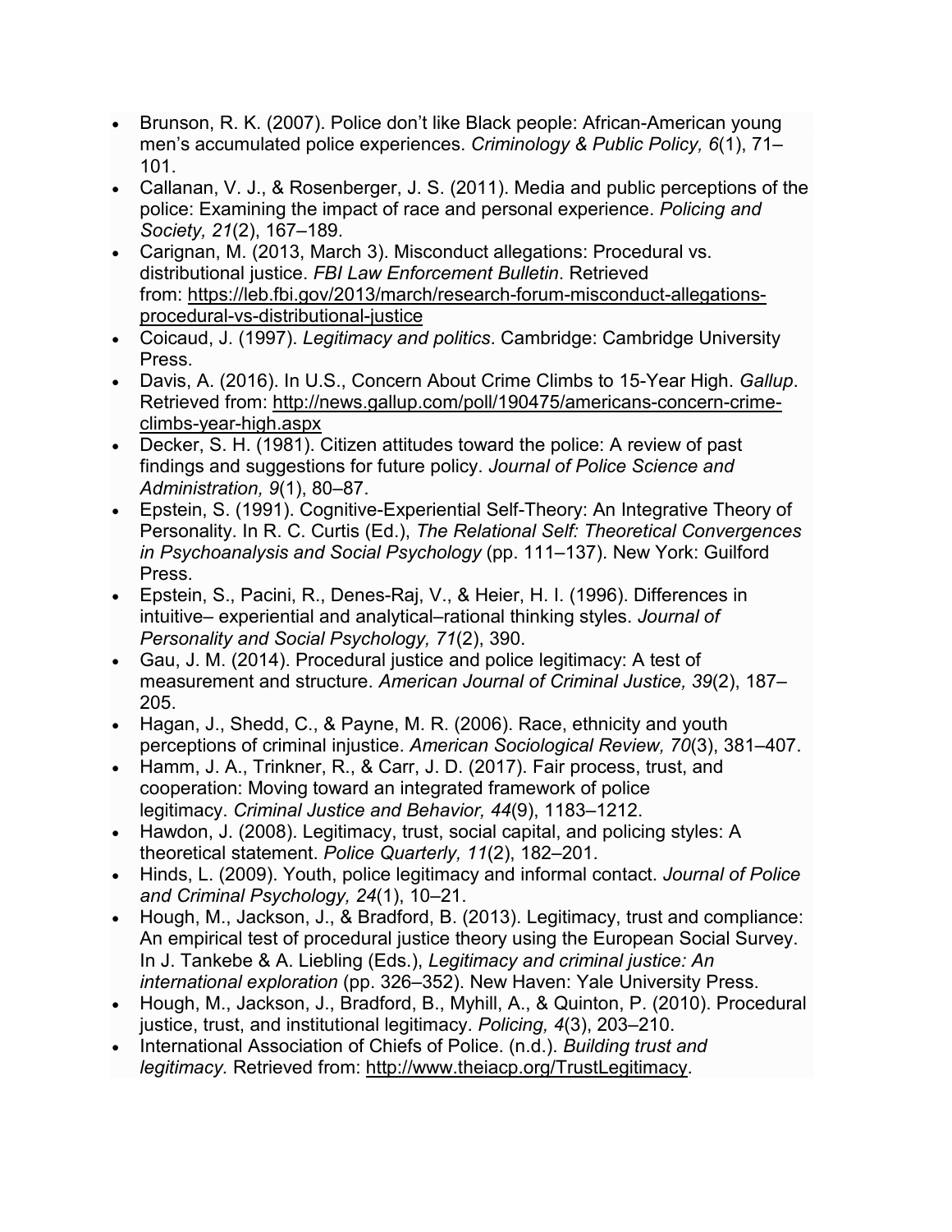- Brunson, R. K. (2007). Police don't like Black people: African-American young men's accumulated police experiences. *Criminology & Public Policy, 6*(1), 71–101.
- Callanan, V. J., & Rosenberger, J. S. (2011). Media and public perceptions of the police: Examining the impact of race and personal experience. *Policing and Society, 21*(2), 167–189.
- Carignan, M. (2013, March 3). Misconduct allegations: Procedural vs. distributional justice. *FBI Law Enforcement Bulletin*. Retrieved from: https://leb.fbi.gov/2013/march/research-forum-misconduct-allegations-procedural-vs-distributional-justice
- Coicaud, J. (1997). *Legitimacy and politics*. Cambridge: Cambridge University Press.
- Davis, A. (2016). In U.S., Concern About Crime Climbs to 15-Year High. *Gallup*. Retrieved from: http://news.gallup.com/poll/190475/americans-concern-crime-climbs-year-high.aspx
- Decker, S. H. (1981). Citizen attitudes toward the police: A review of past findings and suggestions for future policy. *Journal of Police Science and Administration, 9*(1), 80–87.
- Epstein, S. (1991). Cognitive-Experiential Self-Theory: An Integrative Theory of Personality. In R. C. Curtis (Ed.), *The Relational Self: Theoretical Convergences in Psychoanalysis and Social Psychology* (pp. 111–137). New York: Guilford Press.
- Epstein, S., Pacini, R., Denes-Raj, V., & Heier, H. I. (1996). Differences in intuitive– experiential and analytical–rational thinking styles. *Journal of Personality and Social Psychology, 71*(2), 390.
- Gau, J. M. (2014). Procedural justice and police legitimacy: A test of measurement and structure. *American Journal of Criminal Justice, 39*(2), 187–205.
- Hagan, J., Shedd, C., & Payne, M. R. (2006). Race, ethnicity and youth perceptions of criminal injustice. *American Sociological Review, 70*(3), 381–407.
- Hamm, J. A., Trinkner, R., & Carr, J. D. (2017). Fair process, trust, and cooperation: Moving toward an integrated framework of police legitimacy. *Criminal Justice and Behavior, 44*(9), 1183–1212.
- Hawdon, J. (2008). Legitimacy, trust, social capital, and policing styles: A theoretical statement. *Police Quarterly, 11*(2), 182–201.
- Hinds, L. (2009). Youth, police legitimacy and informal contact. *Journal of Police and Criminal Psychology, 24*(1), 10–21.
- Hough, M., Jackson, J., & Bradford, B. (2013). Legitimacy, trust and compliance: An empirical test of procedural justice theory using the European Social Survey. In J. Tankebe & A. Liebling (Eds.), *Legitimacy and criminal justice: An international exploration* (pp. 326–352). New Haven: Yale University Press.
- Hough, M., Jackson, J., Bradford, B., Myhill, A., & Quinton, P. (2010). Procedural justice, trust, and institutional legitimacy. *Policing, 4*(3), 203–210.
- International Association of Chiefs of Police. (n.d.). *Building trust and legitimacy.* Retrieved from: http://www.theiacp.org/TrustLegitimacy.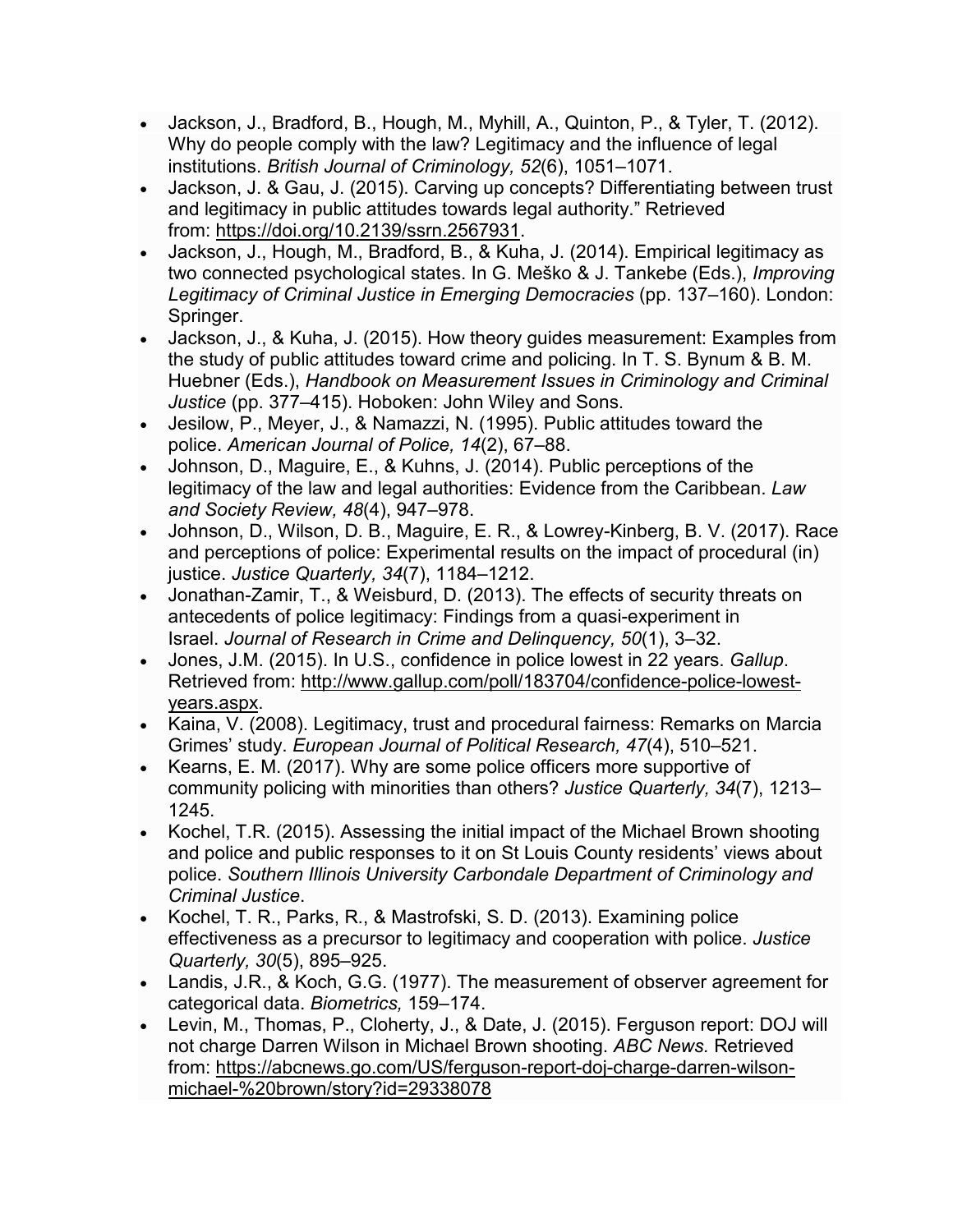- Jackson, J., Bradford, B., Hough, M., Myhill, A., Quinton, P., & Tyler, T. (2012). Why do people comply with the law? Legitimacy and the influence of legal institutions. *British Journal of Criminology, 52*(6), 1051–1071.
- Jackson, J. & Gau, J. (2015). Carving up concepts? Differentiating between trust and legitimacy in public attitudes towards legal authority." Retrieved from: https://doi.org/10.2139/ssrn.2567931.
- Jackson, J., Hough, M., Bradford, B., & Kuha, J. (2014). Empirical legitimacy as two connected psychological states. In G. Meško & J. Tankebe (Eds.), *Improving Legitimacy of Criminal Justice in Emerging Democracies* (pp. 137–160). London: Springer.
- Jackson, J., & Kuha, J. (2015). How theory guides measurement: Examples from the study of public attitudes toward crime and policing. In T. S. Bynum & B. M. Huebner (Eds.), *Handbook on Measurement Issues in Criminology and Criminal Justice* (pp. 377–415). Hoboken: John Wiley and Sons.
- Jesilow, P., Meyer, J., & Namazzi, N. (1995). Public attitudes toward the police. *American Journal of Police, 14*(2), 67–88.
- Johnson, D., Maguire, E., & Kuhns, J. (2014). Public perceptions of the legitimacy of the law and legal authorities: Evidence from the Caribbean. *Law and Society Review, 48*(4), 947–978.
- Johnson, D., Wilson, D. B., Maguire, E. R., & Lowrey-Kinberg, B. V. (2017). Race and perceptions of police: Experimental results on the impact of procedural (in) justice. *Justice Quarterly, 34*(7), 1184–1212.
- Jonathan-Zamir, T., & Weisburd, D. (2013). The effects of security threats on antecedents of police legitimacy: Findings from a quasi-experiment in Israel. *Journal of Research in Crime and Delinquency, 50*(1), 3–32.
- Jones, J.M. (2015). In U.S., confidence in police lowest in 22 years. *Gallup*. Retrieved from: http://www.gallup.com/poll/183704/confidence-police-lowest-years.aspx.
- Kaina, V. (2008). Legitimacy, trust and procedural fairness: Remarks on Marcia Grimes' study. *European Journal of Political Research, 47*(4), 510–521.
- Kearns, E. M. (2017). Why are some police officers more supportive of community policing with minorities than others? *Justice Quarterly, 34*(7), 1213–1245.
- Kochel, T.R. (2015). Assessing the initial impact of the Michael Brown shooting and police and public responses to it on St Louis County residents' views about police. *Southern Illinois University Carbondale Department of Criminology and Criminal Justice*.
- Kochel, T. R., Parks, R., & Mastrofski, S. D. (2013). Examining police effectiveness as a precursor to legitimacy and cooperation with police. *Justice Quarterly, 30*(5), 895–925.
- Landis, J.R., & Koch, G.G. (1977). The measurement of observer agreement for categorical data. *Biometrics,* 159–174.
- Levin, M., Thomas, P., Cloherty, J., & Date, J. (2015). Ferguson report: DOJ will not charge Darren Wilson in Michael Brown shooting. *ABC News.* Retrieved from: https://abcnews.go.com/US/ferguson-report-doj-charge-darren-wilson-michael-%20brown/story?id=29338078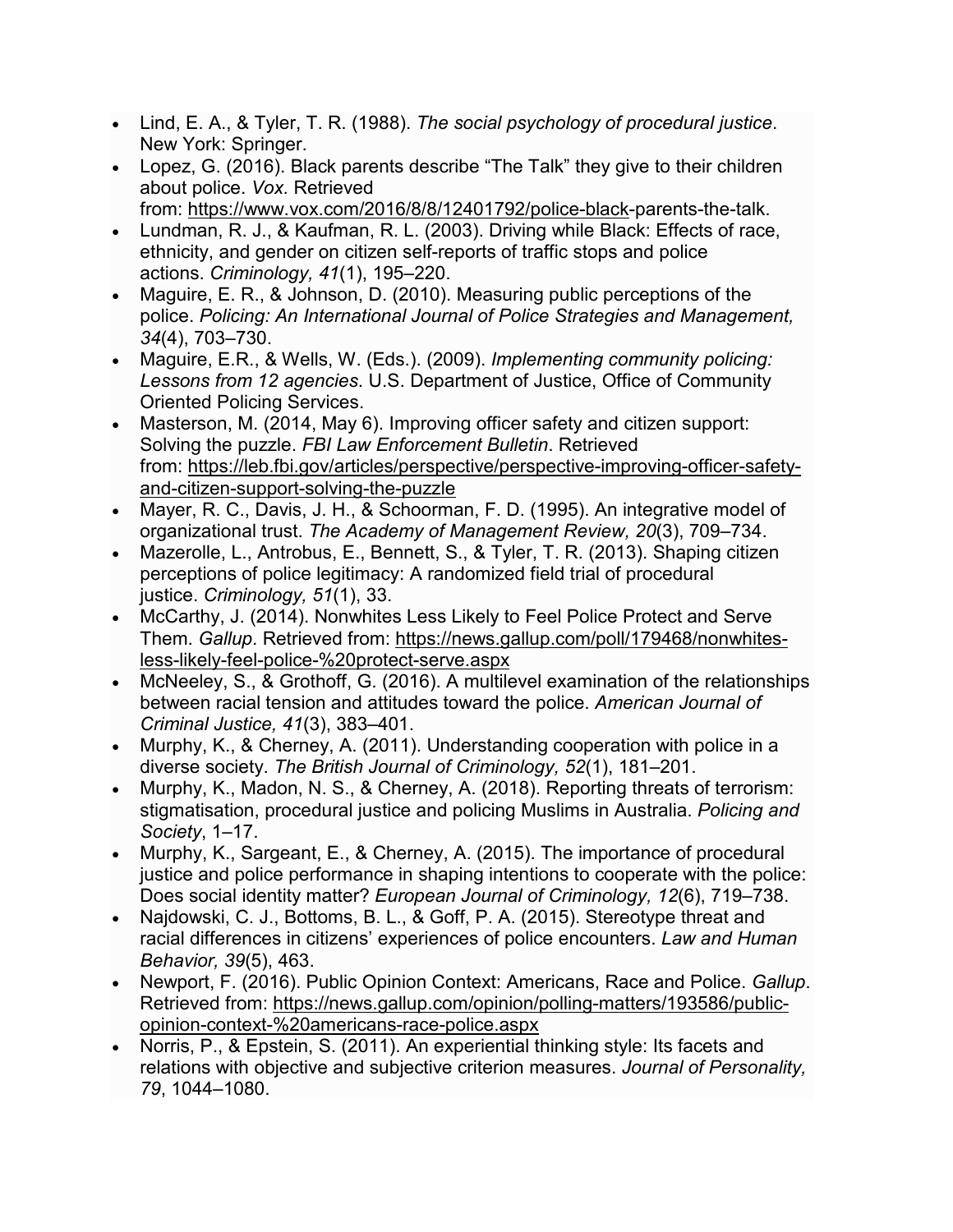- Lind, E. A., & Tyler, T. R. (1988). *The social psychology of procedural justice*. New York: Springer.
- Lopez, G. (2016). Black parents describe "The Talk" they give to their children about police. *Vox.* Retrieved from: https://www.vox.com/2016/8/8/12401792/police-black-parents-the-talk.
- Lundman, R. J., & Kaufman, R. L. (2003). Driving while Black: Effects of race, ethnicity, and gender on citizen self-reports of traffic stops and police actions. *Criminology, 41*(1), 195–220.
- Maguire, E. R., & Johnson, D. (2010). Measuring public perceptions of the police. *Policing: An International Journal of Police Strategies and Management, 34*(4), 703–730.
- Maguire, E.R., & Wells, W. (Eds.). (2009). *Implementing community policing: Lessons from 12 agencies*. U.S. Department of Justice, Office of Community Oriented Policing Services.
- Masterson, M. (2014, May 6). Improving officer safety and citizen support: Solving the puzzle. *FBI Law Enforcement Bulletin*. Retrieved from: https://leb.fbi.gov/articles/perspective/perspective-improving-officer-safety-and-citizen-support-solving-the-puzzle
- Mayer, R. C., Davis, J. H., & Schoorman, F. D. (1995). An integrative model of organizational trust. *The Academy of Management Review, 20*(3), 709–734.
- Mazerolle, L., Antrobus, E., Bennett, S., & Tyler, T. R. (2013). Shaping citizen perceptions of police legitimacy: A randomized field trial of procedural justice. *Criminology, 51*(1), 33.
- McCarthy, J. (2014). Nonwhites Less Likely to Feel Police Protect and Serve Them. *Gallup*. Retrieved from: https://news.gallup.com/poll/179468/nonwhites-less-likely-feel-police-%20protect-serve.aspx
- McNeeley, S., & Grothoff, G. (2016). A multilevel examination of the relationships between racial tension and attitudes toward the police. *American Journal of Criminal Justice, 41*(3), 383–401.
- Murphy, K., & Cherney, A. (2011). Understanding cooperation with police in a diverse society. *The British Journal of Criminology, 52*(1), 181–201.
- Murphy, K., Madon, N. S., & Cherney, A. (2018). Reporting threats of terrorism: stigmatisation, procedural justice and policing Muslims in Australia. *Policing and Society*, 1–17.
- Murphy, K., Sargeant, E., & Cherney, A. (2015). The importance of procedural justice and police performance in shaping intentions to cooperate with the police: Does social identity matter? *European Journal of Criminology, 12*(6), 719–738.
- Najdowski, C. J., Bottoms, B. L., & Goff, P. A. (2015). Stereotype threat and racial differences in citizens' experiences of police encounters. *Law and Human Behavior, 39*(5), 463.
- Newport, F. (2016). Public Opinion Context: Americans, Race and Police. *Gallup*. Retrieved from: https://news.gallup.com/opinion/polling-matters/193586/public-opinion-context-%20americans-race-police.aspx
- Norris, P., & Epstein, S. (2011). An experiential thinking style: Its facets and relations with objective and subjective criterion measures. *Journal of Personality, 79*, 1044–1080.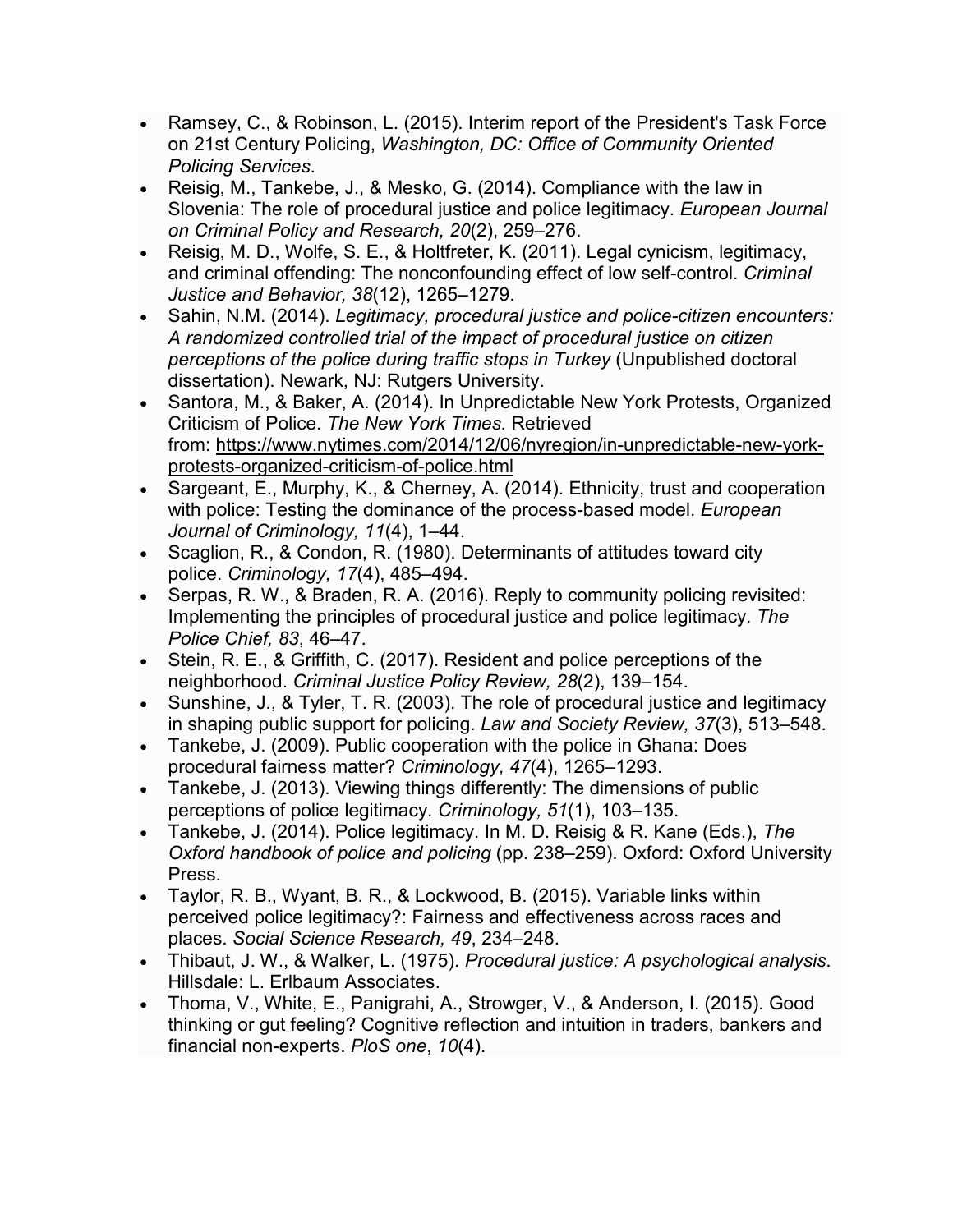- Ramsey, C., & Robinson, L. (2015). Interim report of the President's Task Force on 21st Century Policing, *Washington, DC: Office of Community Oriented Policing Services*.
- Reisig, M., Tankebe, J., & Mesko, G. (2014). Compliance with the law in Slovenia: The role of procedural justice and police legitimacy. *European Journal on Criminal Policy and Research, 20*(2), 259–276.
- Reisig, M. D., Wolfe, S. E., & Holtfreter, K. (2011). Legal cynicism, legitimacy, and criminal offending: The nonconfounding effect of low self-control. *Criminal Justice and Behavior, 38*(12), 1265–1279.
- Sahin, N.M. (2014). *Legitimacy, procedural justice and police-citizen encounters: A randomized controlled trial of the impact of procedural justice on citizen perceptions of the police during traffic stops in Turkey* (Unpublished doctoral dissertation). Newark, NJ: Rutgers University.
- Santora, M., & Baker, A. (2014). In Unpredictable New York Protests, Organized Criticism of Police. *The New York Times*. Retrieved from: [https://www.nytimes.com/2014/12/06/nyregion/in-unpredictable-new-york-protests-organized-criticism-of-police.html](https://www.nytimes.com/2014/12/06/nyregion/in-unpredictable-new-york-protests-organized-criticism-of-police.html)
- Sargeant, E., Murphy, K., & Cherney, A. (2014). Ethnicity, trust and cooperation with police: Testing the dominance of the process-based model. *European Journal of Criminology, 11*(4), 1–44.
- Scaglion, R., & Condon, R. (1980). Determinants of attitudes toward city police. *Criminology, 17*(4), 485–494.
- Serpas, R. W., & Braden, R. A. (2016). Reply to community policing revisited: Implementing the principles of procedural justice and police legitimacy. *The Police Chief, 83*, 46–47.
- Stein, R. E., & Griffith, C. (2017). Resident and police perceptions of the neighborhood. *Criminal Justice Policy Review, 28*(2), 139–154.
- Sunshine, J., & Tyler, T. R. (2003). The role of procedural justice and legitimacy in shaping public support for policing. *Law and Society Review, 37*(3), 513–548.
- Tankebe, J. (2009). Public cooperation with the police in Ghana: Does procedural fairness matter? *Criminology, 47*(4), 1265–1293.
- Tankebe, J. (2013). Viewing things differently: The dimensions of public perceptions of police legitimacy. *Criminology, 51*(1), 103–135.
- Tankebe, J. (2014). Police legitimacy. In M. D. Reisig & R. Kane (Eds.), *The Oxford handbook of police and policing* (pp. 238–259). Oxford: Oxford University Press.
- Taylor, R. B., Wyant, B. R., & Lockwood, B. (2015). Variable links within perceived police legitimacy?: Fairness and effectiveness across races and places. *Social Science Research, 49*, 234–248.
- Thibaut, J. W., & Walker, L. (1975). *Procedural justice: A psychological analysis*. Hillsdale: L. Erlbaum Associates.
- Thoma, V., White, E., Panigrahi, A., Strowger, V., & Anderson, I. (2015). Good thinking or gut feeling? Cognitive reflection and intuition in traders, bankers and financial non-experts. *PloS one*, *10*(4).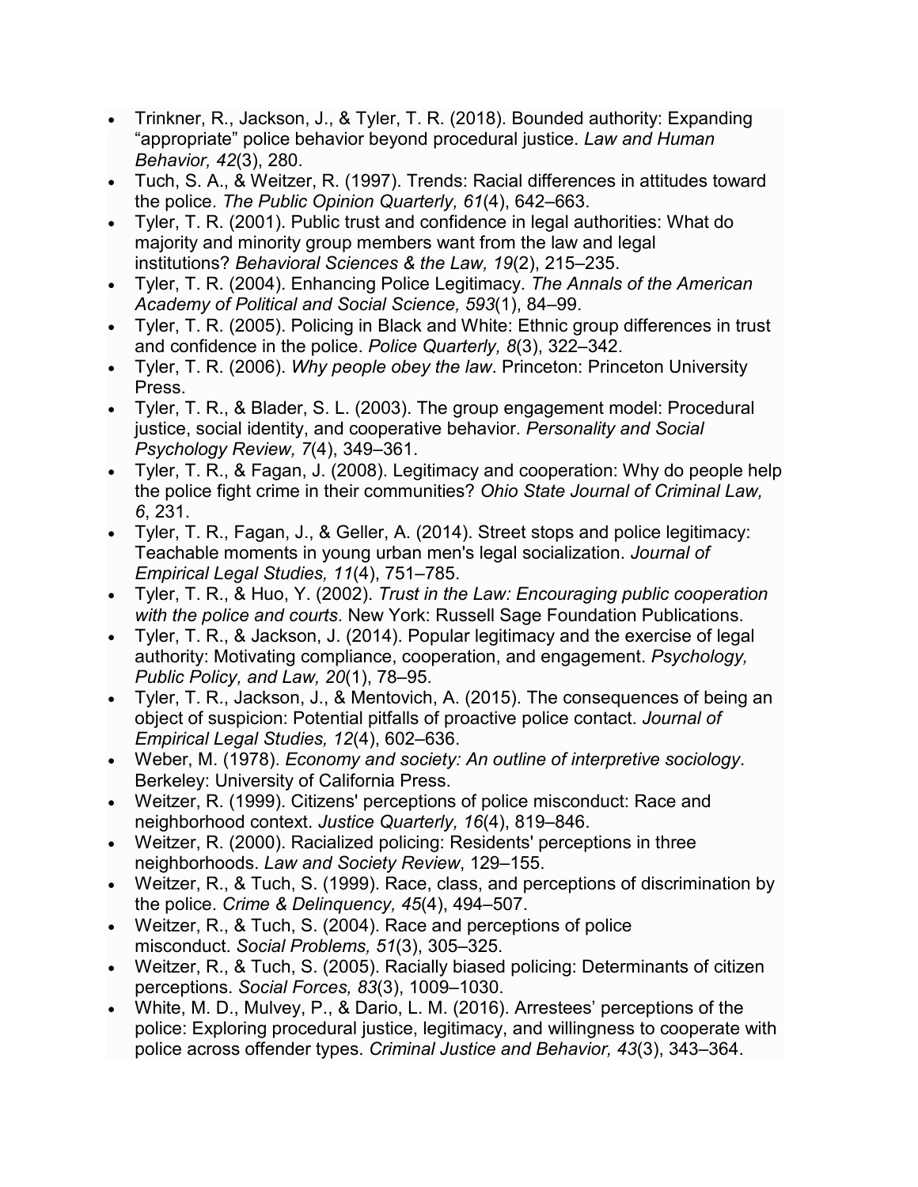- Trinkner, R., Jackson, J., & Tyler, T. R. (2018). Bounded authority: Expanding “appropriate” police behavior beyond procedural justice. *Law and Human Behavior, 42*(3), 280.
- Tuch, S. A., & Weitzer, R. (1997). Trends: Racial differences in attitudes toward the police. *The Public Opinion Quarterly, 61*(4), 642–663.
- Tyler, T. R. (2001). Public trust and confidence in legal authorities: What do majority and minority group members want from the law and legal institutions? *Behavioral Sciences & the Law, 19*(2), 215–235.
- Tyler, T. R. (2004). Enhancing Police Legitimacy. *The Annals of the American Academy of Political and Social Science, 593*(1), 84–99.
- Tyler, T. R. (2005). Policing in Black and White: Ethnic group differences in trust and confidence in the police. *Police Quarterly, 8*(3), 322–342.
- Tyler, T. R. (2006). *Why people obey the law*. Princeton: Princeton University Press.
- Tyler, T. R., & Blader, S. L. (2003). The group engagement model: Procedural justice, social identity, and cooperative behavior. *Personality and Social Psychology Review, 7*(4), 349–361.
- Tyler, T. R., & Fagan, J. (2008). Legitimacy and cooperation: Why do people help the police fight crime in their communities? *Ohio State Journal of Criminal Law, 6*, 231.
- Tyler, T. R., Fagan, J., & Geller, A. (2014). Street stops and police legitimacy: Teachable moments in young urban men's legal socialization. *Journal of Empirical Legal Studies, 11*(4), 751–785.
- Tyler, T. R., & Huo, Y. (2002). *Trust in the Law: Encouraging public cooperation with the police and courts*. New York: Russell Sage Foundation Publications.
- Tyler, T. R., & Jackson, J. (2014). Popular legitimacy and the exercise of legal authority: Motivating compliance, cooperation, and engagement. *Psychology, Public Policy, and Law, 20*(1), 78–95.
- Tyler, T. R., Jackson, J., & Mentovich, A. (2015). The consequences of being an object of suspicion: Potential pitfalls of proactive police contact. *Journal of Empirical Legal Studies, 12*(4), 602–636.
- Weber, M. (1978). *Economy and society: An outline of interpretive sociology*. Berkeley: University of California Press.
- Weitzer, R. (1999). Citizens' perceptions of police misconduct: Race and neighborhood context. *Justice Quarterly, 16*(4), 819–846.
- Weitzer, R. (2000). Racialized policing: Residents' perceptions in three neighborhoods. *Law and Society Review*, 129–155.
- Weitzer, R., & Tuch, S. (1999). Race, class, and perceptions of discrimination by the police. *Crime & Delinquency, 45*(4), 494–507.
- Weitzer, R., & Tuch, S. (2004). Race and perceptions of police misconduct. *Social Problems, 51*(3), 305–325.
- Weitzer, R., & Tuch, S. (2005). Racially biased policing: Determinants of citizen perceptions. *Social Forces, 83*(3), 1009–1030.
- White, M. D., Mulvey, P., & Dario, L. M. (2016). Arrestees’ perceptions of the police: Exploring procedural justice, legitimacy, and willingness to cooperate with police across offender types. *Criminal Justice and Behavior, 43*(3), 343–364.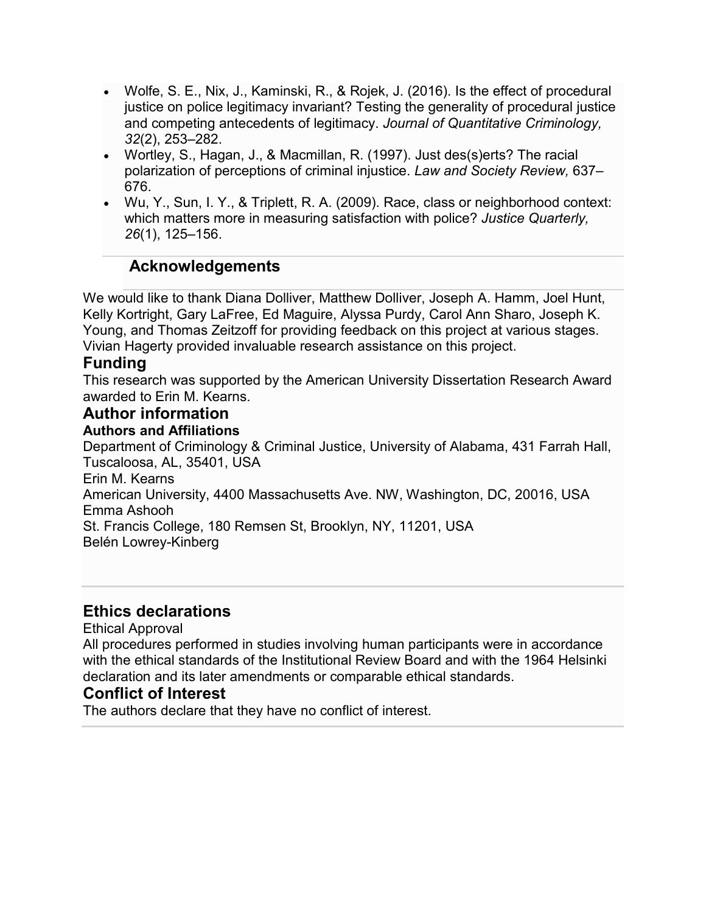- Wolfe, S. E., Nix, J., Kaminski, R., & Rojek, J. (2016). Is the effect of procedural justice on police legitimacy invariant? Testing the generality of procedural justice and competing antecedents of legitimacy. *Journal of Quantitative Criminology, 32*(2), 253–282.
- Wortley, S., Hagan, J., & Macmillan, R. (1997). Just des(s)erts? The racial polarization of perceptions of criminal injustice. *Law and Society Review,* 637–676.
- Wu, Y., Sun, I. Y., & Triplett, R. A. (2009). Race, class or neighborhood context: which matters more in measuring satisfaction with police? *Justice Quarterly, 26*(1), 125–156.

## Acknowledgements

We would like to thank Diana Dolliver, Matthew Dolliver, Joseph A. Hamm, Joel Hunt, Kelly Kortright, Gary LaFree, Ed Maguire, Alyssa Purdy, Carol Ann Sharo, Joseph K. Young, and Thomas Zeitzoff for providing feedback on this project at various stages. Vivian Hagerty provided invaluable research assistance on this project.

## Funding

This research was supported by the American University Dissertation Research Award awarded to Erin M. Kearns.

## Author information

### Authors and Affiliations

Department of Criminology & Criminal Justice, University of Alabama, 431 Farrah Hall, Tuscaloosa, AL, 35401, USA

Erin M. Kearns

American University, 4400 Massachusetts Ave. NW, Washington, DC, 20016, USA

Emma Ashooh

St. Francis College, 180 Remsen St, Brooklyn, NY, 11201, USA

Belén Lowrey-Kinberg

## Ethics declarations

Ethical Approval

All procedures performed in studies involving human participants were in accordance with the ethical standards of the Institutional Review Board and with the 1964 Helsinki declaration and its later amendments or comparable ethical standards.

## Conflict of Interest

The authors declare that they have no conflict of interest.